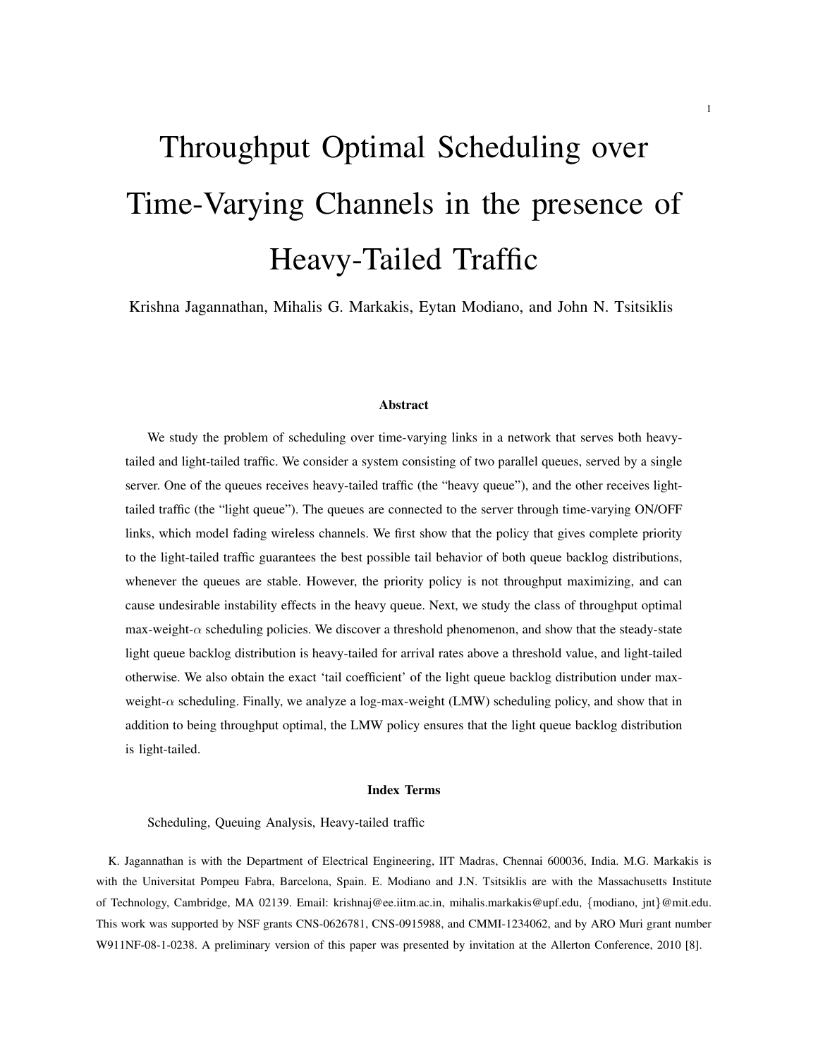# Throughput Optimal Scheduling over Time-Varying Channels in the presence of Heavy-Tailed Traffic

Krishna Jagannathan, Mihalis G. Markakis, Eytan Modiano, and John N. Tsitsiklis

### Abstract

We study the problem of scheduling over time-varying links in a network that serves both heavy-tailed and light-tailed traffic. We consider a system consisting of two parallel queues, served by a single server. One of the queues receives heavy-tailed traffic (the "heavy queue"), and the other receives light-tailed traffic (the "light queue"). The queues are connected to the server through time-varying ON/OFF links, which model fading wireless channels. We first show that the policy that gives complete priority to the light-tailed traffic guarantees the best possible tail behavior of both queue backlog distributions, whenever the queues are stable. However, the priority policy is not throughput maximizing, and can cause undesirable instability effects in the heavy queue. Next, we study the class of throughput optimal max-weight-$\alpha$ scheduling policies. We discover a threshold phenomenon, and show that the steady-state light queue backlog distribution is heavy-tailed for arrival rates above a threshold value, and light-tailed otherwise. We also obtain the exact 'tail coefficient' of the light queue backlog distribution under max-weight-$\alpha$ scheduling. Finally, we analyze a log-max-weight (LMW) scheduling policy, and show that in addition to being throughput optimal, the LMW policy ensures that the light queue backlog distribution is light-tailed.

### Index Terms

Scheduling, Queuing Analysis, Heavy-tailed traffic

K. Jagannathan is with the Department of Electrical Engineering, IIT Madras, Chennai 600036, India. M.G. Markakis is with the Universitat Pompeu Fabra, Barcelona, Spain. E. Modiano and J.N. Tsitsiklis are with the Massachusetts Institute of Technology, Cambridge, MA 02139. Email: krishnaj@ee.iitm.ac.in, mihalis.markakis@upf.edu, {modiano, jnt}@mit.edu. This work was supported by NSF grants CNS-0626781, CNS-0915988, and CMMI-1234062, and by ARO Muri grant number W911NF-08-1-0238. A preliminary version of this paper was presented by invitation at the Allerton Conference, 2010 [8].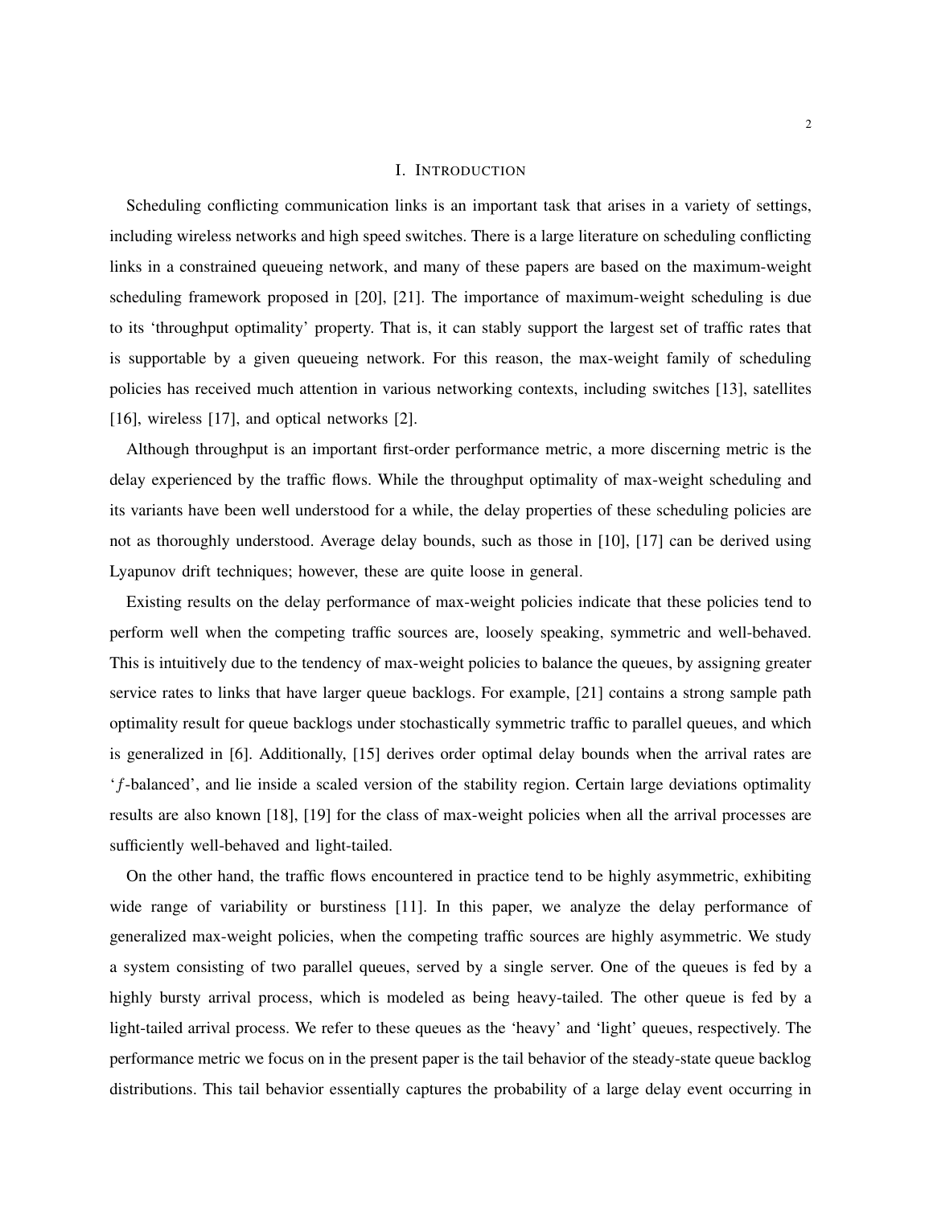# I. Introduction

Scheduling conflicting communication links is an important task that arises in a variety of settings, including wireless networks and high speed switches. There is a large literature on scheduling conflicting links in a constrained queueing network, and many of these papers are based on the maximum-weight scheduling framework proposed in [20], [21]. The importance of maximum-weight scheduling is due to its 'throughput optimality' property. That is, it can stably support the largest set of traffic rates that is supportable by a given queueing network. For this reason, the max-weight family of scheduling policies has received much attention in various networking contexts, including switches [13], satellites [16], wireless [17], and optical networks [2].

Although throughput is an important first-order performance metric, a more discerning metric is the delay experienced by the traffic flows. While the throughput optimality of max-weight scheduling and its variants have been well understood for a while, the delay properties of these scheduling policies are not as thoroughly understood. Average delay bounds, such as those in [10], [17] can be derived using Lyapunov drift techniques; however, these are quite loose in general.

Existing results on the delay performance of max-weight policies indicate that these policies tend to perform well when the competing traffic sources are, loosely speaking, symmetric and well-behaved. This is intuitively due to the tendency of max-weight policies to balance the queues, by assigning greater service rates to links that have larger queue backlogs. For example, [21] contains a strong sample path optimality result for queue backlogs under stochastically symmetric traffic to parallel queues, and which is generalized in [6]. Additionally, [15] derives order optimal delay bounds when the arrival rates are '$f$-balanced', and lie inside a scaled version of the stability region. Certain large deviations optimality results are also known [18], [19] for the class of max-weight policies when all the arrival processes are sufficiently well-behaved and light-tailed.

On the other hand, the traffic flows encountered in practice tend to be highly asymmetric, exhibiting wide range of variability or burstiness [11]. In this paper, we analyze the delay performance of generalized max-weight policies, when the competing traffic sources are highly asymmetric. We study a system consisting of two parallel queues, served by a single server. One of the queues is fed by a highly bursty arrival process, which is modeled as being heavy-tailed. The other queue is fed by a light-tailed arrival process. We refer to these queues as the 'heavy' and 'light' queues, respectively. The performance metric we focus on in the present paper is the tail behavior of the steady-state queue backlog distributions. This tail behavior essentially captures the probability of a large delay event occurring in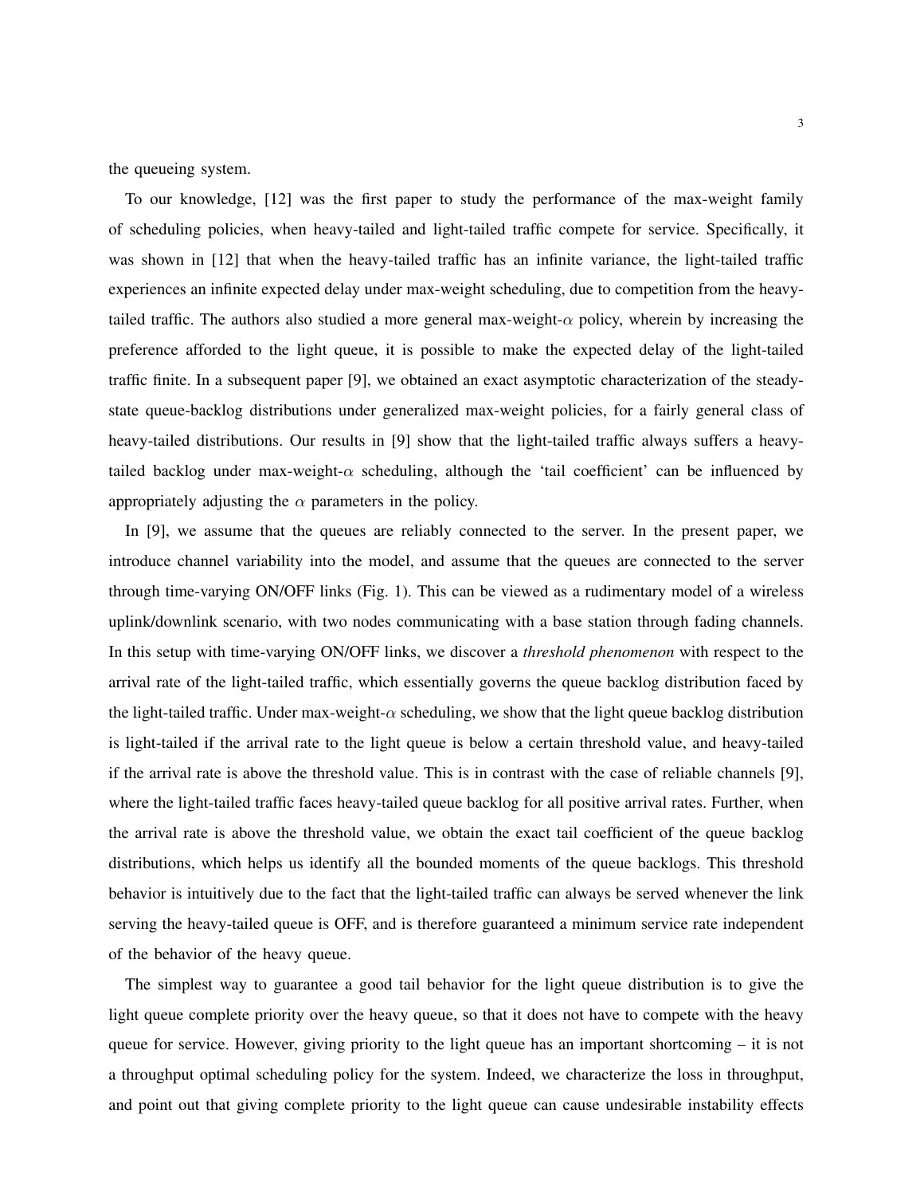the queueing system.

To our knowledge, [12] was the first paper to study the performance of the max-weight family of scheduling policies, when heavy-tailed and light-tailed traffic compete for service. Specifically, it was shown in [12] that when the heavy-tailed traffic has an infinite variance, the light-tailed traffic experiences an infinite expected delay under max-weight scheduling, due to competition from the heavy-tailed traffic. The authors also studied a more general max-weight-$\alpha$ policy, wherein by increasing the preference afforded to the light queue, it is possible to make the expected delay of the light-tailed traffic finite. In a subsequent paper [9], we obtained an exact asymptotic characterization of the steady-state queue-backlog distributions under generalized max-weight policies, for a fairly general class of heavy-tailed distributions. Our results in [9] show that the light-tailed traffic always suffers a heavy-tailed backlog under max-weight-$\alpha$ scheduling, although the 'tail coefficient' can be influenced by appropriately adjusting the $\alpha$ parameters in the policy.

In [9], we assume that the queues are reliably connected to the server. In the present paper, we introduce channel variability into the model, and assume that the queues are connected to the server through time-varying ON/OFF links (Fig. 1). This can be viewed as a rudimentary model of a wireless uplink/downlink scenario, with two nodes communicating with a base station through fading channels. In this setup with time-varying ON/OFF links, we discover a *threshold phenomenon* with respect to the arrival rate of the light-tailed traffic, which essentially governs the queue backlog distribution faced by the light-tailed traffic. Under max-weight-$\alpha$ scheduling, we show that the light queue backlog distribution is light-tailed if the arrival rate to the light queue is below a certain threshold value, and heavy-tailed if the arrival rate is above the threshold value. This is in contrast with the case of reliable channels [9], where the light-tailed traffic faces heavy-tailed queue backlog for all positive arrival rates. Further, when the arrival rate is above the threshold value, we obtain the exact tail coefficient of the queue backlog distributions, which helps us identify all the bounded moments of the queue backlogs. This threshold behavior is intuitively due to the fact that the light-tailed traffic can always be served whenever the link serving the heavy-tailed queue is OFF, and is therefore guaranteed a minimum service rate independent of the behavior of the heavy queue.

The simplest way to guarantee a good tail behavior for the light queue distribution is to give the light queue complete priority over the heavy queue, so that it does not have to compete with the heavy queue for service. However, giving priority to the light queue has an important shortcoming – it is not a throughput optimal scheduling policy for the system. Indeed, we characterize the loss in throughput, and point out that giving complete priority to the light queue can cause undesirable instability effects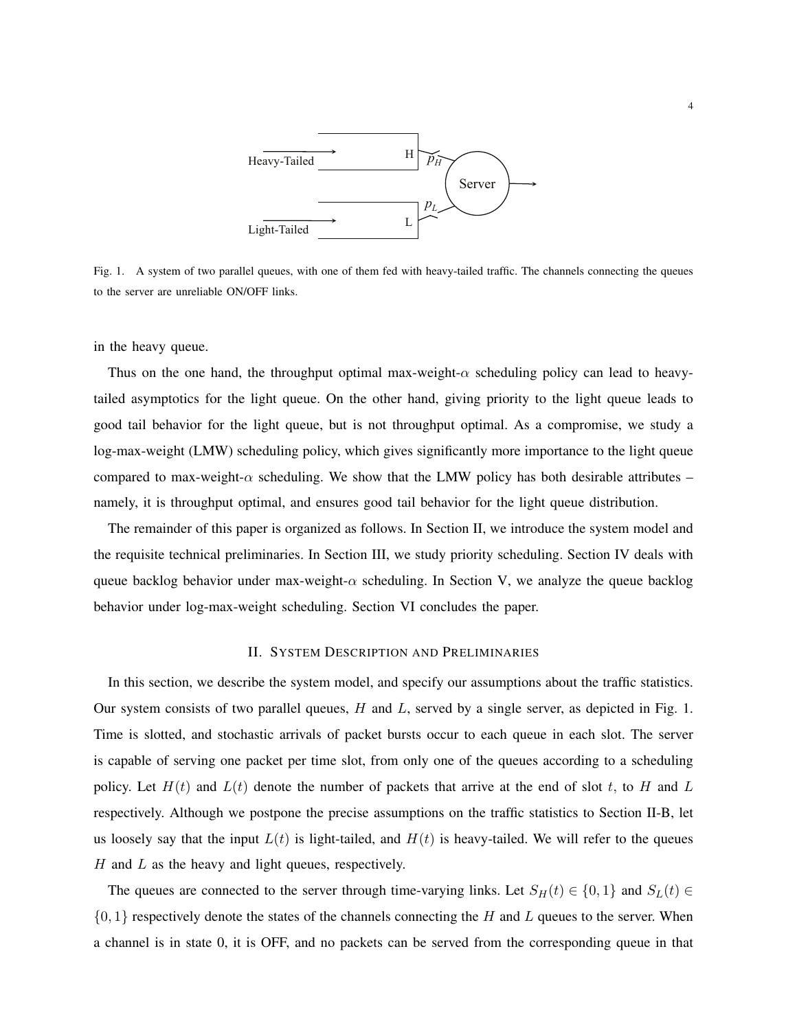Fig. 1. A system of two parallel queues, with one of them fed with heavy-tailed traffic. The channels connecting the queues to the server are unreliable ON/OFF links.

in the heavy queue.

Thus on the one hand, the throughput optimal max-weight-$\alpha$ scheduling policy can lead to heavy-tailed asymptotics for the light queue. On the other hand, giving priority to the light queue leads to good tail behavior for the light queue, but is not throughput optimal. As a compromise, we study a log-max-weight (LMW) scheduling policy, which gives significantly more importance to the light queue compared to max-weight-$\alpha$ scheduling. We show that the LMW policy has both desirable attributes – namely, it is throughput optimal, and ensures good tail behavior for the light queue distribution.

The remainder of this paper is organized as follows. In Section II, we introduce the system model and the requisite technical preliminaries. In Section III, we study priority scheduling. Section IV deals with queue backlog behavior under max-weight-$\alpha$ scheduling. In Section V, we analyze the queue backlog behavior under log-max-weight scheduling. Section VI concludes the paper.

## II. System Description and Preliminaries

In this section, we describe the system model, and specify our assumptions about the traffic statistics. Our system consists of two parallel queues, $H$ and $L$, served by a single server, as depicted in Fig. 1. Time is slotted, and stochastic arrivals of packet bursts occur to each queue in each slot. The server is capable of serving one packet per time slot, from only one of the queues according to a scheduling policy. Let $H(t)$ and $L(t)$ denote the number of packets that arrive at the end of slot $t$, to $H$ and $L$ respectively. Although we postpone the precise assumptions on the traffic statistics to Section II-B, let us loosely say that the input $L(t)$ is light-tailed, and $H(t)$ is heavy-tailed. We will refer to the queues $H$ and $L$ as the heavy and light queues, respectively.

The queues are connected to the server through time-varying links. Let $S_H(t) \in \{0, 1\}$ and $S_L(t) \in \{0, 1\}$ respectively denote the states of the channels connecting the $H$ and $L$ queues to the server. When a channel is in state 0, it is OFF, and no packets can be served from the corresponding queue in that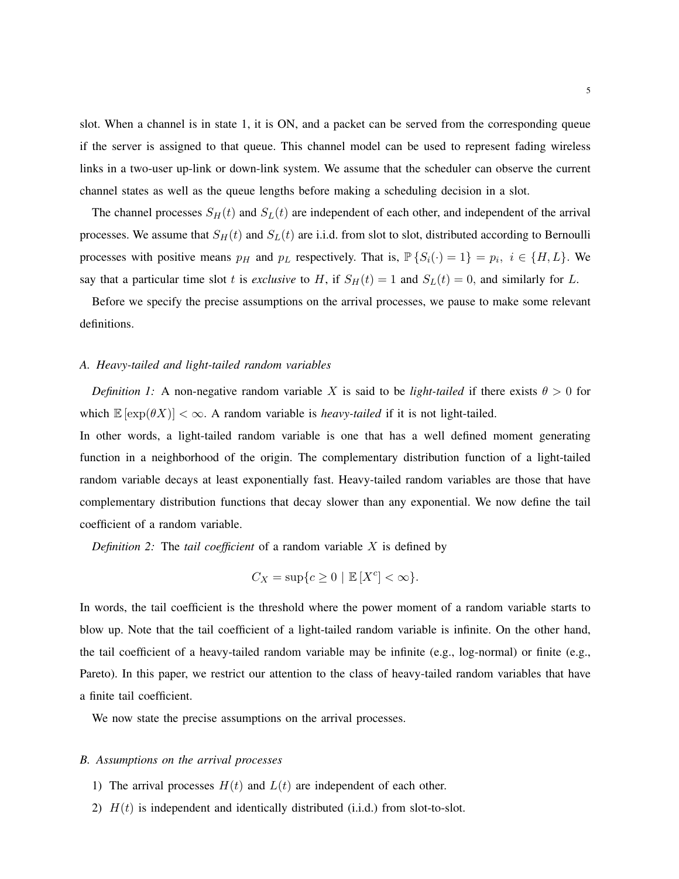slot. When a channel is in state 1, it is ON, and a packet can be served from the corresponding queue if the server is assigned to that queue. This channel model can be used to represent fading wireless links in a two-user up-link or down-link system. We assume that the scheduler can observe the current channel states as well as the queue lengths before making a scheduling decision in a slot.

The channel processes $S_H(t)$ and $S_L(t)$ are independent of each other, and independent of the arrival processes. We assume that $S_H(t)$ and $S_L(t)$ are i.i.d. from slot to slot, distributed according to Bernoulli processes with positive means $p_H$ and $p_L$ respectively. That is, $\mathbb{P}\{S_i(\cdot) = 1\} = p_i,\ i \in \{H, L\}$. We say that a particular time slot $t$ is *exclusive* to $H$, if $S_H(t) = 1$ and $S_L(t) = 0$, and similarly for $L$.

Before we specify the precise assumptions on the arrival processes, we pause to make some relevant definitions.

### A. Heavy-tailed and light-tailed random variables

*Definition 1:* A non-negative random variable $X$ is said to be *light-tailed* if there exists $\theta > 0$ for which $\mathbb{E}[\exp(\theta X)] < \infty$. A random variable is *heavy-tailed* if it is not light-tailed.

In other words, a light-tailed random variable is one that has a well defined moment generating function in a neighborhood of the origin. The complementary distribution function of a light-tailed random variable decays at least exponentially fast. Heavy-tailed random variables are those that have complementary distribution functions that decay slower than any exponential. We now define the tail coefficient of a random variable.

*Definition 2:* The *tail coefficient* of a random variable $X$ is defined by

$$C_X = \sup\{c \geq 0 \mid \mathbb{E}[X^c] < \infty\}.$$

In words, the tail coefficient is the threshold where the power moment of a random variable starts to blow up. Note that the tail coefficient of a light-tailed random variable is infinite. On the other hand, the tail coefficient of a heavy-tailed random variable may be infinite (e.g., log-normal) or finite (e.g., Pareto). In this paper, we restrict our attention to the class of heavy-tailed random variables that have a finite tail coefficient.

We now state the precise assumptions on the arrival processes.

### B. Assumptions on the arrival processes

1) The arrival processes $H(t)$ and $L(t)$ are independent of each other.
2) $H(t)$ is independent and identically distributed (i.i.d.) from slot-to-slot.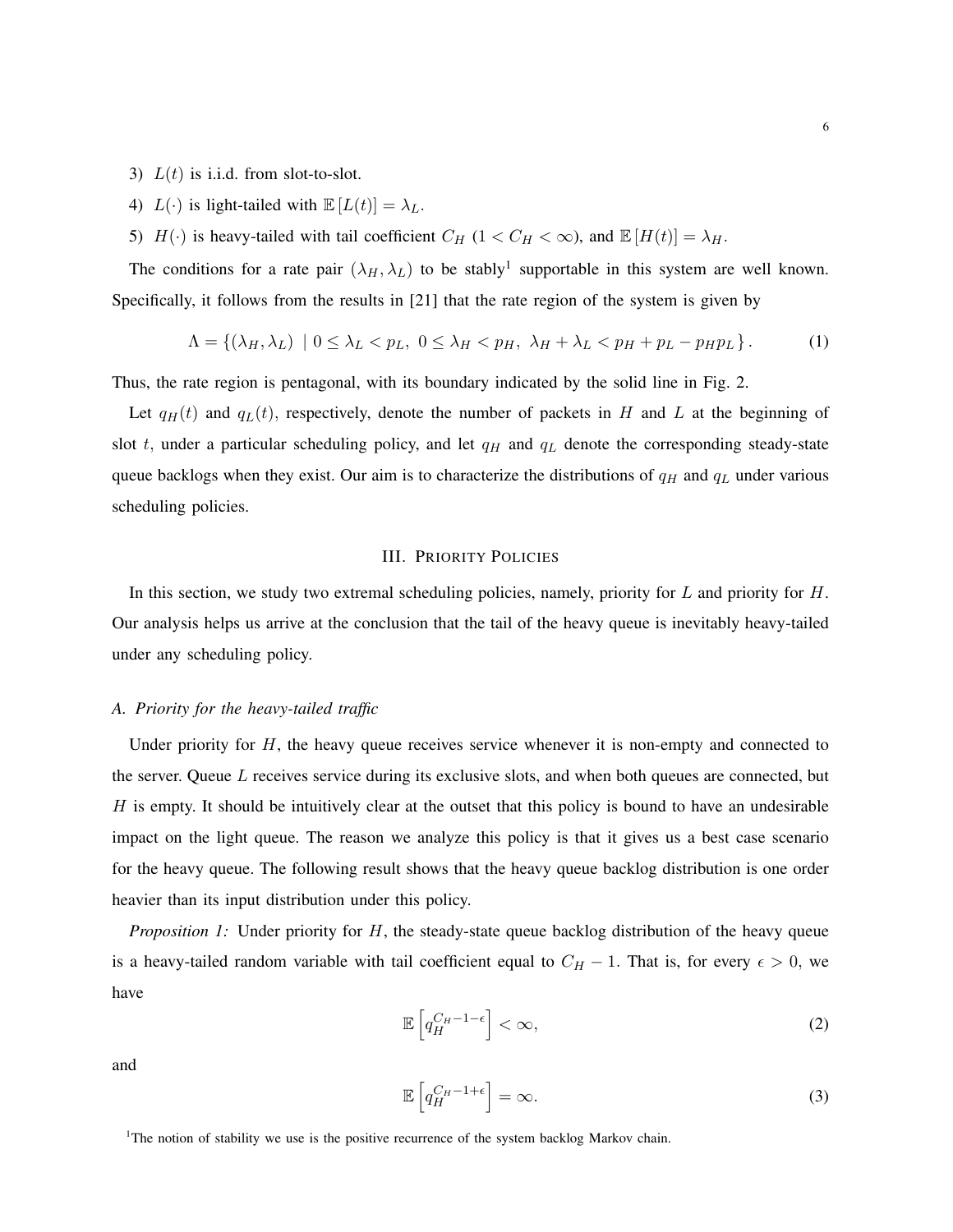3) $L(t)$ is i.i.d. from slot-to-slot.
4) $L(\cdot)$ is light-tailed with $\mathbb{E}[L(t)] = \lambda_L$.
5) $H(\cdot)$ is heavy-tailed with tail coefficient $C_H$ ($1 < C_H < \infty$), and $\mathbb{E}[H(t)] = \lambda_H$.

The conditions for a rate pair $(\lambda_H, \lambda_L)$ to be stably[1] supportable in this system are well known. Specifically, it follows from the results in [21] that the rate region of the system is given by

$$\Lambda = \{(\lambda_H, \lambda_L) \mid 0 \leq \lambda_L < p_L,\ 0 \leq \lambda_H < p_H,\ \lambda_H + \lambda_L < p_H + p_L - p_H p_L\}. \tag{1}$$

Thus, the rate region is pentagonal, with its boundary indicated by the solid line in Fig. 2.

Let $q_H(t)$ and $q_L(t)$, respectively, denote the number of packets in $H$ and $L$ at the beginning of slot $t$, under a particular scheduling policy, and let $q_H$ and $q_L$ denote the corresponding steady-state queue backlogs when they exist. Our aim is to characterize the distributions of $q_H$ and $q_L$ under various scheduling policies.

## III. Priority Policies

In this section, we study two extremal scheduling policies, namely, priority for $L$ and priority for $H$. Our analysis helps us arrive at the conclusion that the tail of the heavy queue is inevitably heavy-tailed under any scheduling policy.

### A. Priority for the heavy-tailed traffic

Under priority for $H$, the heavy queue receives service whenever it is non-empty and connected to the server. Queue $L$ receives service during its exclusive slots, and when both queues are connected, but $H$ is empty. It should be intuitively clear at the outset that this policy is bound to have an undesirable impact on the light queue. The reason we analyze this policy is that it gives us a best case scenario for the heavy queue. The following result shows that the heavy queue backlog distribution is one order heavier than its input distribution under this policy.

*Proposition 1:* Under priority for $H$, the steady-state queue backlog distribution of the heavy queue is a heavy-tailed random variable with tail coefficient equal to $C_H - 1$. That is, for every $\epsilon > 0$, we have

$$\mathbb{E}\left[q_H^{C_H - 1 - \epsilon}\right] < \infty, \tag{2}$$

and

$$\mathbb{E}\left[q_H^{C_H - 1 + \epsilon}\right] = \infty. \tag{3}$$

[1]The notion of stability we use is the positive recurrence of the system backlog Markov chain.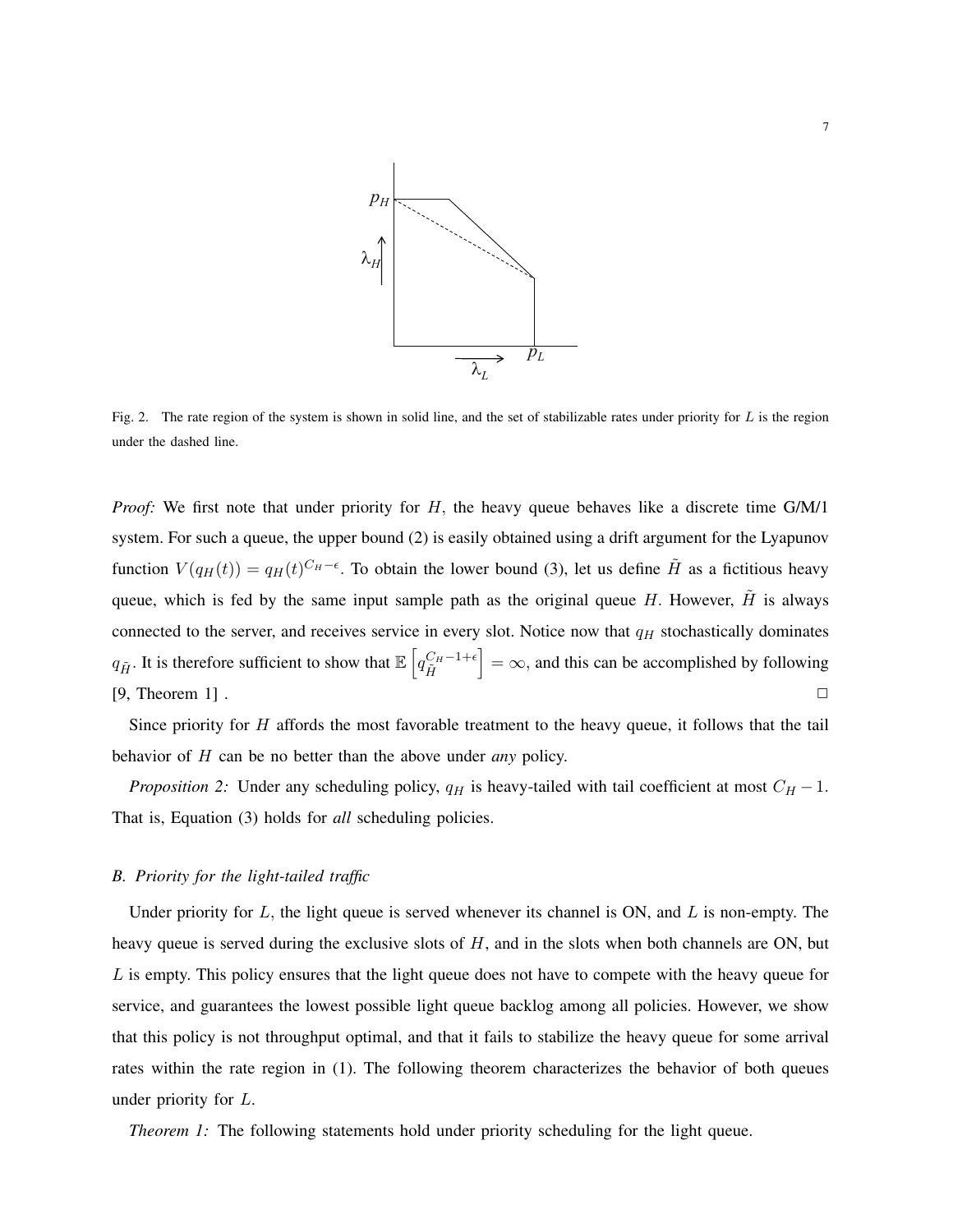Fig. 2. The rate region of the system is shown in solid line, and the set of stabilizable rates under priority for $L$ is the region under the dashed line.

*Proof:* We first note that under priority for $H$, the heavy queue behaves like a discrete time G/M/1 system. For such a queue, the upper bound (2) is easily obtained using a drift argument for the Lyapunov function $V(q_H(t)) = q_H(t)^{C_H-\epsilon}$. To obtain the lower bound (3), let us define $\tilde{H}$ as a fictitious heavy queue, which is fed by the same input sample path as the original queue $H$. However, $\tilde{H}$ is always connected to the server, and receives service in every slot. Notice now that $q_H$ stochastically dominates $q_{\tilde{H}}$. It is therefore sufficient to show that $\mathbb{E}\left[q_{\tilde{H}}^{C_H-1+\epsilon}\right] = \infty$, and this can be accomplished by following [9, Theorem 1] . □

Since priority for $H$ affords the most favorable treatment to the heavy queue, it follows that the tail behavior of $H$ can be no better than the above under *any* policy.

*Proposition 2:* Under any scheduling policy, $q_H$ is heavy-tailed with tail coefficient at most $C_H - 1$. That is, Equation (3) holds for *all* scheduling policies.

### B. Priority for the light-tailed traffic

Under priority for $L$, the light queue is served whenever its channel is ON, and $L$ is non-empty. The heavy queue is served during the exclusive slots of $H$, and in the slots when both channels are ON, but $L$ is empty. This policy ensures that the light queue does not have to compete with the heavy queue for service, and guarantees the lowest possible light queue backlog among all policies. However, we show that this policy is not throughput optimal, and that it fails to stabilize the heavy queue for some arrival rates within the rate region in (1). The following theorem characterizes the behavior of both queues under priority for $L$.

*Theorem 1:* The following statements hold under priority scheduling for the light queue.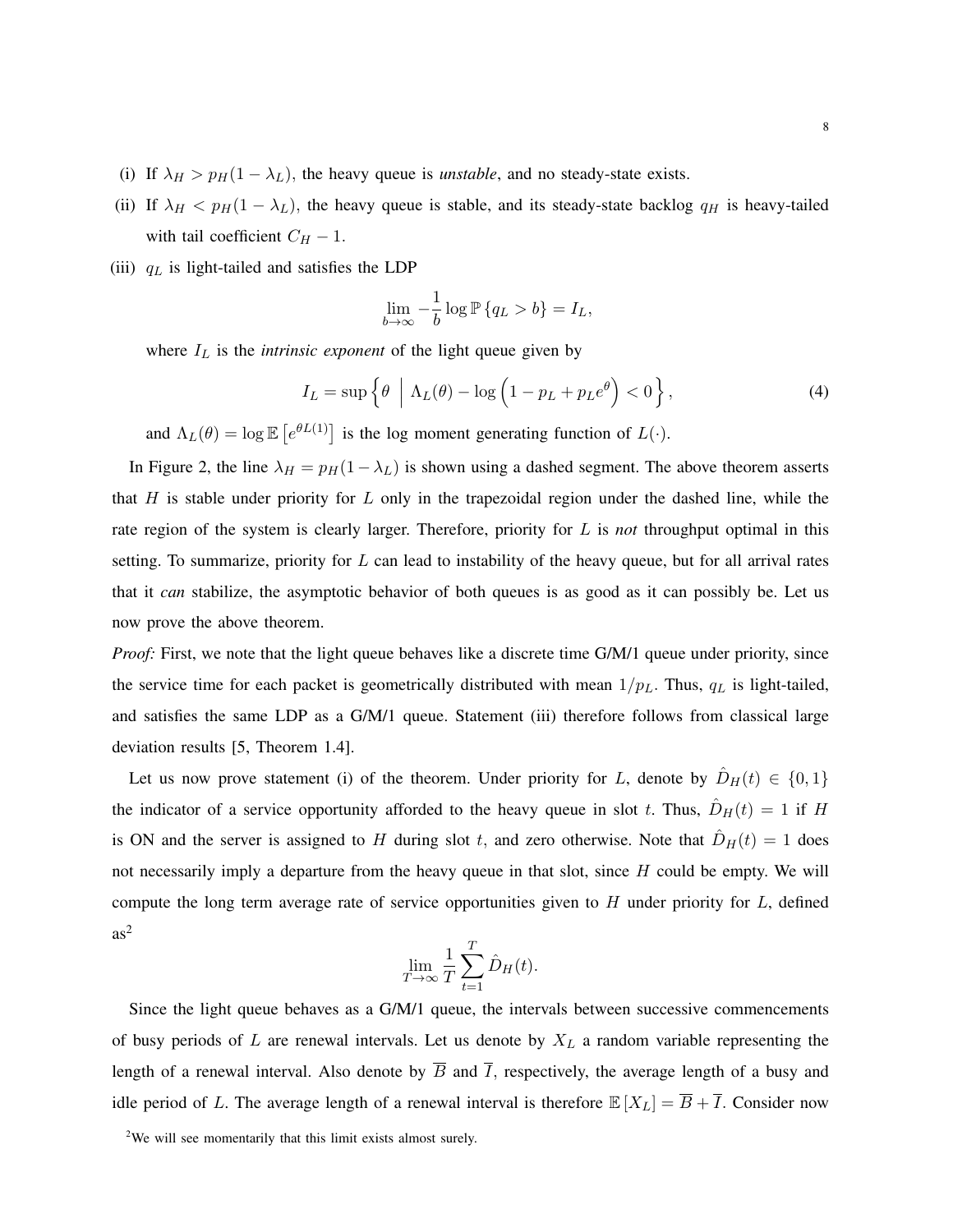(i) If $\lambda_H > p_H(1-\lambda_L)$, the heavy queue is *unstable*, and no steady-state exists.

(ii) If $\lambda_H < p_H(1-\lambda_L)$, the heavy queue is stable, and its steady-state backlog $q_H$ is heavy-tailed with tail coefficient $C_H - 1$.

(iii) $q_L$ is light-tailed and satisfies the LDP

$$\lim_{b\to\infty} -\frac{1}{b}\log \mathbb{P}\{q_L > b\} = I_L,$$

where $I_L$ is the *intrinsic exponent* of the light queue given by

$$I_L = \sup\left\{\theta \;\middle|\; \Lambda_L(\theta) - \log\left(1 - p_L + p_L e^{\theta}\right) < 0\right\}, \tag{4}$$

and $\Lambda_L(\theta) = \log \mathbb{E}\left[e^{\theta L(1)}\right]$ is the log moment generating function of $L(\cdot)$.

In Figure 2, the line $\lambda_H = p_H(1-\lambda_L)$ is shown using a dashed segment. The above theorem asserts that $H$ is stable under priority for $L$ only in the trapezoidal region under the dashed line, while the rate region of the system is clearly larger. Therefore, priority for $L$ is *not* throughput optimal in this setting. To summarize, priority for $L$ can lead to instability of the heavy queue, but for all arrival rates that it *can* stabilize, the asymptotic behavior of both queues is as good as it can possibly be. Let us now prove the above theorem.

*Proof:* First, we note that the light queue behaves like a discrete time G/M/1 queue under priority, since the service time for each packet is geometrically distributed with mean $1/p_L$. Thus, $q_L$ is light-tailed, and satisfies the same LDP as a G/M/1 queue. Statement (iii) therefore follows from classical large deviation results [5, Theorem 1.4].

Let us now prove statement (i) of the theorem. Under priority for $L$, denote by $\hat{D}_H(t) \in \{0,1\}$ the indicator of a service opportunity afforded to the heavy queue in slot $t$. Thus, $\hat{D}_H(t) = 1$ if $H$ is ON and the server is assigned to $H$ during slot $t$, and zero otherwise. Note that $\hat{D}_H(t) = 1$ does not necessarily imply a departure from the heavy queue in that slot, since $H$ could be empty. We will compute the long term average rate of service opportunities given to $H$ under priority for $L$, defined as[2]

$$\lim_{T\to\infty} \frac{1}{T}\sum_{t=1}^{T} \hat{D}_H(t).$$

Since the light queue behaves as a G/M/1 queue, the intervals between successive commencements of busy periods of $L$ are renewal intervals. Let us denote by $X_L$ a random variable representing the length of a renewal interval. Also denote by $\overline{B}$ and $\overline{I}$, respectively, the average length of a busy and idle period of $L$. The average length of a renewal interval is therefore $\mathbb{E}[X_L] = \overline{B} + \overline{I}$. Consider now

[2] We will see momentarily that this limit exists almost surely.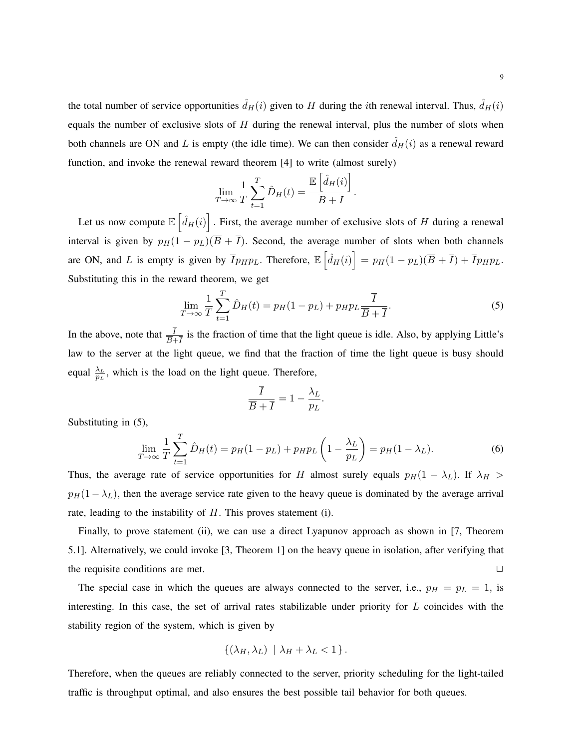the total number of service opportunities $\hat{d}_H(i)$ given to $H$ during the $i$th renewal interval. Thus, $\hat{d}_H(i)$ equals the number of exclusive slots of $H$ during the renewal interval, plus the number of slots when both channels are ON and $L$ is empty (the idle time). We can then consider $\hat{d}_H(i)$ as a renewal reward function, and invoke the renewal reward theorem [4] to write (almost surely)

$$\lim_{T\to\infty}\frac{1}{T}\sum_{t=1}^{T}\hat{D}_H(t)=\frac{\mathbb{E}\left[\hat{d}_H(i)\right]}{\overline{B}+\overline{I}}.$$

Let us now compute $\mathbb{E}\left[\hat{d}_H(i)\right]$. First, the average number of exclusive slots of $H$ during a renewal interval is given by $p_H(1-p_L)(\overline{B}+\overline{I})$. Second, the average number of slots when both channels are ON, and $L$ is empty is given by $\overline{I}p_Hp_L$. Therefore, $\mathbb{E}\left[\hat{d}_H(i)\right]=p_H(1-p_L)(\overline{B}+\overline{I})+\overline{I}p_Hp_L$. Substituting this in the reward theorem, we get

$$\lim_{T\to\infty}\frac{1}{T}\sum_{t=1}^{T}\hat{D}_H(t)=p_H(1-p_L)+p_Hp_L\frac{\overline{I}}{\overline{B}+\overline{I}}. \tag{5}$$

In the above, note that $\frac{\overline{I}}{\overline{B}+\overline{I}}$ is the fraction of time that the light queue is idle. Also, by applying Little's law to the server at the light queue, we find that the fraction of time the light queue is busy should equal $\frac{\lambda_L}{p_L}$, which is the load on the light queue. Therefore,

$$\frac{\overline{I}}{\overline{B}+\overline{I}}=1-\frac{\lambda_L}{p_L}.$$

Substituting in (5),

$$\lim_{T\to\infty}\frac{1}{T}\sum_{t=1}^{T}\hat{D}_H(t)=p_H(1-p_L)+p_Hp_L\left(1-\frac{\lambda_L}{p_L}\right)=p_H(1-\lambda_L). \tag{6}$$

Thus, the average rate of service opportunities for $H$ almost surely equals $p_H(1-\lambda_L)$. If $\lambda_H > p_H(1-\lambda_L)$, then the average service rate given to the heavy queue is dominated by the average arrival rate, leading to the instability of $H$. This proves statement (i).

Finally, to prove statement (ii), we can use a direct Lyapunov approach as shown in [7, Theorem 5.1]. Alternatively, we could invoke [3, Theorem 1] on the heavy queue in isolation, after verifying that the requisite conditions are met. □

The special case in which the queues are always connected to the server, i.e., $p_H = p_L = 1$, is interesting. In this case, the set of arrival rates stabilizable under priority for $L$ coincides with the stability region of the system, which is given by

$$\{(\lambda_H,\lambda_L)\ |\ \lambda_H+\lambda_L<1\}.$$

Therefore, when the queues are reliably connected to the server, priority scheduling for the light-tailed traffic is throughput optimal, and also ensures the best possible tail behavior for both queues.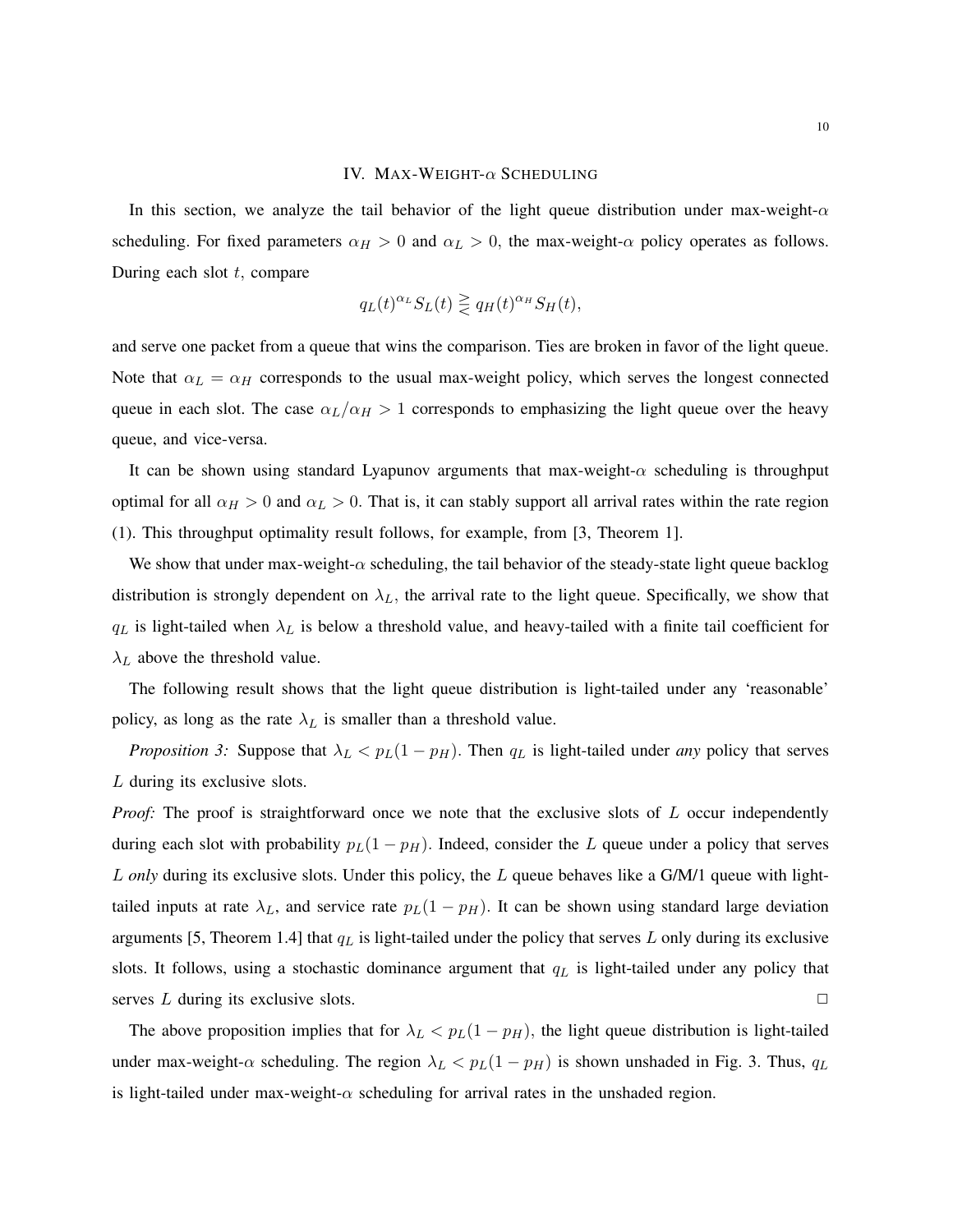## IV. Max-Weight-$\alpha$ Scheduling

In this section, we analyze the tail behavior of the light queue distribution under max-weight-$\alpha$ scheduling. For fixed parameters $\alpha_H > 0$ and $\alpha_L > 0$, the max-weight-$\alpha$ policy operates as follows. During each slot $t$, compare

$$q_L(t)^{\alpha_L} S_L(t) \gtreqless q_H(t)^{\alpha_H} S_H(t),$$

and serve one packet from a queue that wins the comparison. Ties are broken in favor of the light queue. Note that $\alpha_L = \alpha_H$ corresponds to the usual max-weight policy, which serves the longest connected queue in each slot. The case $\alpha_L/\alpha_H > 1$ corresponds to emphasizing the light queue over the heavy queue, and vice-versa.

It can be shown using standard Lyapunov arguments that max-weight-$\alpha$ scheduling is throughput optimal for all $\alpha_H > 0$ and $\alpha_L > 0$. That is, it can stably support all arrival rates within the rate region (1). This throughput optimality result follows, for example, from [3, Theorem 1].

We show that under max-weight-$\alpha$ scheduling, the tail behavior of the steady-state light queue backlog distribution is strongly dependent on $\lambda_L$, the arrival rate to the light queue. Specifically, we show that $q_L$ is light-tailed when $\lambda_L$ is below a threshold value, and heavy-tailed with a finite tail coefficient for $\lambda_L$ above the threshold value.

The following result shows that the light queue distribution is light-tailed under any 'reasonable' policy, as long as the rate $\lambda_L$ is smaller than a threshold value.

*Proposition 3:* Suppose that $\lambda_L < p_L(1 - p_H)$. Then $q_L$ is light-tailed under *any* policy that serves $L$ during its exclusive slots.

*Proof:* The proof is straightforward once we note that the exclusive slots of $L$ occur independently during each slot with probability $p_L(1 - p_H)$. Indeed, consider the $L$ queue under a policy that serves $L$ *only* during its exclusive slots. Under this policy, the $L$ queue behaves like a G/M/1 queue with light-tailed inputs at rate $\lambda_L$, and service rate $p_L(1 - p_H)$. It can be shown using standard large deviation arguments [5, Theorem 1.4] that $q_L$ is light-tailed under the policy that serves $L$ only during its exclusive slots. It follows, using a stochastic dominance argument that $q_L$ is light-tailed under any policy that serves $L$ during its exclusive slots. □

The above proposition implies that for $\lambda_L < p_L(1 - p_H)$, the light queue distribution is light-tailed under max-weight-$\alpha$ scheduling. The region $\lambda_L < p_L(1 - p_H)$ is shown unshaded in Fig. 3. Thus, $q_L$ is light-tailed under max-weight-$\alpha$ scheduling for arrival rates in the unshaded region.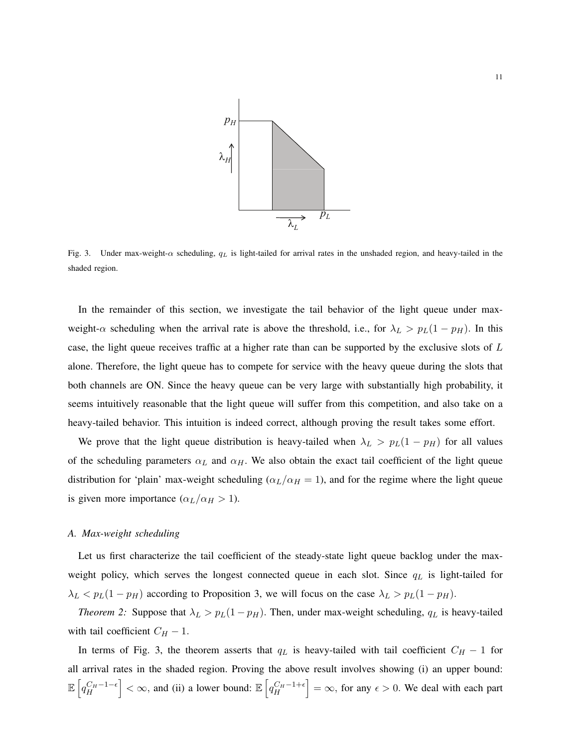Fig. 3. Under max-weight-$\alpha$ scheduling, $q_L$ is light-tailed for arrival rates in the unshaded region, and heavy-tailed in the shaded region.

In the remainder of this section, we investigate the tail behavior of the light queue under max-weight-$\alpha$ scheduling when the arrival rate is above the threshold, i.e., for $\lambda_L > p_L(1-p_H)$. In this case, the light queue receives traffic at a higher rate than can be supported by the exclusive slots of $L$ alone. Therefore, the light queue has to compete for service with the heavy queue during the slots that both channels are ON. Since the heavy queue can be very large with substantially high probability, it seems intuitively reasonable that the light queue will suffer from this competition, and also take on a heavy-tailed behavior. This intuition is indeed correct, although proving the result takes some effort.

We prove that the light queue distribution is heavy-tailed when $\lambda_L > p_L(1-p_H)$ for all values of the scheduling parameters $\alpha_L$ and $\alpha_H$. We also obtain the exact tail coefficient of the light queue distribution for 'plain' max-weight scheduling ($\alpha_L/\alpha_H = 1$), and for the regime where the light queue is given more importance ($\alpha_L/\alpha_H > 1$).

### A. Max-weight scheduling

Let us first characterize the tail coefficient of the steady-state light queue backlog under the max-weight policy, which serves the longest connected queue in each slot. Since $q_L$ is light-tailed for $\lambda_L < p_L(1-p_H)$ according to Proposition 3, we will focus on the case $\lambda_L > p_L(1-p_H)$.

*Theorem 2:* Suppose that $\lambda_L > p_L(1-p_H)$. Then, under max-weight scheduling, $q_L$ is heavy-tailed with tail coefficient $C_H - 1$.

In terms of Fig. 3, the theorem asserts that $q_L$ is heavy-tailed with tail coefficient $C_H - 1$ for all arrival rates in the shaded region. Proving the above result involves showing (i) an upper bound: $\mathbb{E}\left[q_H^{C_H-1-\epsilon}\right] < \infty$, and (ii) a lower bound: $\mathbb{E}\left[q_H^{C_H-1+\epsilon}\right] = \infty$, for any $\epsilon > 0$. We deal with each part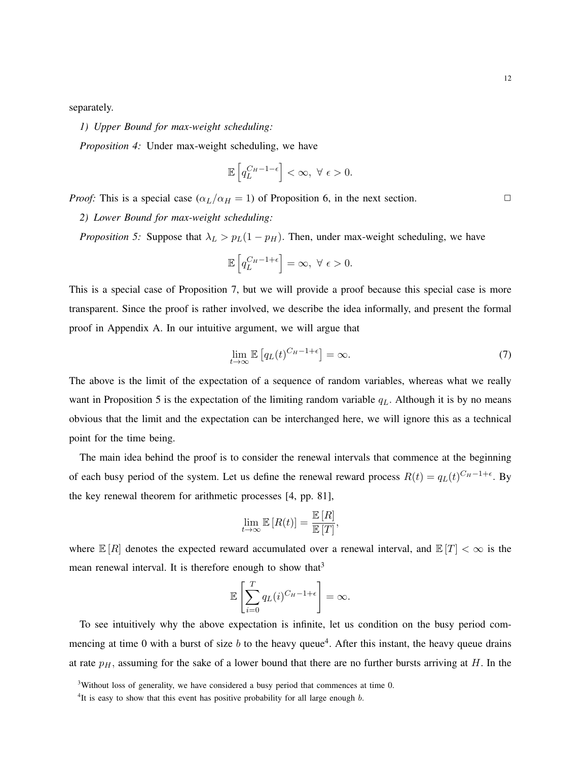separately.

*1) Upper Bound for max-weight scheduling:*

*Proposition 4:* Under max-weight scheduling, we have

$$\mathbb{E}\left[q_L^{C_H-1-\epsilon}\right] < \infty,\ \forall\ \epsilon > 0.$$

*Proof:* This is a special case ($\alpha_L/\alpha_H = 1$) of Proposition 6, in the next section. $\square$

*2) Lower Bound for max-weight scheduling:*

*Proposition 5:* Suppose that $\lambda_L > p_L(1 - p_H)$. Then, under max-weight scheduling, we have

$$\mathbb{E}\left[q_L^{C_H-1+\epsilon}\right] = \infty,\ \forall\ \epsilon > 0.$$

This is a special case of Proposition 7, but we will provide a proof because this special case is more transparent. Since the proof is rather involved, we describe the idea informally, and present the formal proof in Appendix A. In our intuitive argument, we will argue that

$$\lim_{t\to\infty} \mathbb{E}\left[q_L(t)^{C_H-1+\epsilon}\right] = \infty. \tag{7}$$

The above is the limit of the expectation of a sequence of random variables, whereas what we really want in Proposition 5 is the expectation of the limiting random variable $q_L$. Although it is by no means obvious that the limit and the expectation can be interchanged here, we will ignore this as a technical point for the time being.

The main idea behind the proof is to consider the renewal intervals that commence at the beginning of each busy period of the system. Let us define the renewal reward process $R(t) = q_L(t)^{C_H-1+\epsilon}$. By the key renewal theorem for arithmetic processes [4, pp. 81],

$$\lim_{t\to\infty} \mathbb{E}\left[R(t)\right] = \frac{\mathbb{E}\left[R\right]}{\mathbb{E}\left[T\right]},$$

where $\mathbb{E}\left[R\right]$ denotes the expected reward accumulated over a renewal interval, and $\mathbb{E}\left[T\right] < \infty$ is the mean renewal interval. It is therefore enough to show that[3]

$$\mathbb{E}\left[\sum_{i=0}^{T} q_L(i)^{C_H-1+\epsilon}\right] = \infty.$$

To see intuitively why the above expectation is infinite, let us condition on the busy period commencing at time 0 with a burst of size $b$ to the heavy queue[4]. After this instant, the heavy queue drains at rate $p_H$, assuming for the sake of a lower bound that there are no further bursts arriving at $H$. In the

[3] Without loss of generality, we have considered a busy period that commences at time 0.

[4] It is easy to show that this event has positive probability for all large enough $b$.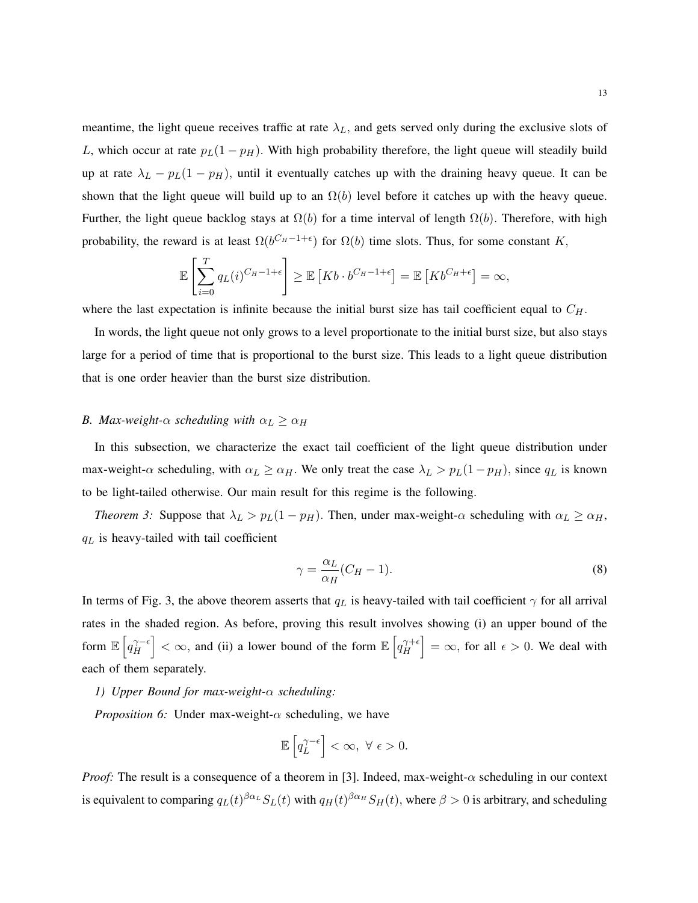meantime, the light queue receives traffic at rate $\lambda_L$, and gets served only during the exclusive slots of $L$, which occur at rate $p_L(1-p_H)$. With high probability therefore, the light queue will steadily build up at rate $\lambda_L - p_L(1-p_H)$, until it eventually catches up with the draining heavy queue. It can be shown that the light queue will build up to an $\Omega(b)$ level before it catches up with the heavy queue. Further, the light queue backlog stays at $\Omega(b)$ for a time interval of length $\Omega(b)$. Therefore, with high probability, the reward is at least $\Omega(b^{C_H-1+\epsilon})$ for $\Omega(b)$ time slots. Thus, for some constant $K$,

$$\mathbb{E}\left[\sum_{i=0}^{T} q_L(i)^{C_H-1+\epsilon}\right] \geq \mathbb{E}\left[Kb \cdot b^{C_H-1+\epsilon}\right] = \mathbb{E}\left[Kb^{C_H+\epsilon}\right] = \infty,$$

where the last expectation is infinite because the initial burst size has tail coefficient equal to $C_H$.

In words, the light queue not only grows to a level proportionate to the initial burst size, but also stays large for a period of time that is proportional to the burst size. This leads to a light queue distribution that is one order heavier than the burst size distribution.

### *B. Max-weight-$\alpha$ scheduling with $\alpha_L \geq \alpha_H$*

In this subsection, we characterize the exact tail coefficient of the light queue distribution under max-weight-$\alpha$ scheduling, with $\alpha_L \geq \alpha_H$. We only treat the case $\lambda_L > p_L(1-p_H)$, since $q_L$ is known to be light-tailed otherwise. Our main result for this regime is the following.

*Theorem 3:* Suppose that $\lambda_L > p_L(1-p_H)$. Then, under max-weight-$\alpha$ scheduling with $\alpha_L \geq \alpha_H$, $q_L$ is heavy-tailed with tail coefficient

$$\gamma = \frac{\alpha_L}{\alpha_H}(C_H - 1). \tag{8}$$

In terms of Fig. 3, the above theorem asserts that $q_L$ is heavy-tailed with tail coefficient $\gamma$ for all arrival rates in the shaded region. As before, proving this result involves showing (i) an upper bound of the form $\mathbb{E}\left[q_H^{\gamma-\epsilon}\right] < \infty$, and (ii) a lower bound of the form $\mathbb{E}\left[q_H^{\gamma+\epsilon}\right] = \infty$, for all $\epsilon > 0$. We deal with each of them separately.

*1) Upper Bound for max-weight-$\alpha$ scheduling:*

*Proposition 6:* Under max-weight-$\alpha$ scheduling, we have

$$\mathbb{E}\left[q_L^{\gamma-\epsilon}\right] < \infty, \ \forall \ \epsilon > 0.$$

*Proof:* The result is a consequence of a theorem in [3]. Indeed, max-weight-$\alpha$ scheduling in our context is equivalent to comparing $q_L(t)^{\beta\alpha_L} S_L(t)$ with $q_H(t)^{\beta\alpha_H} S_H(t)$, where $\beta > 0$ is arbitrary, and scheduling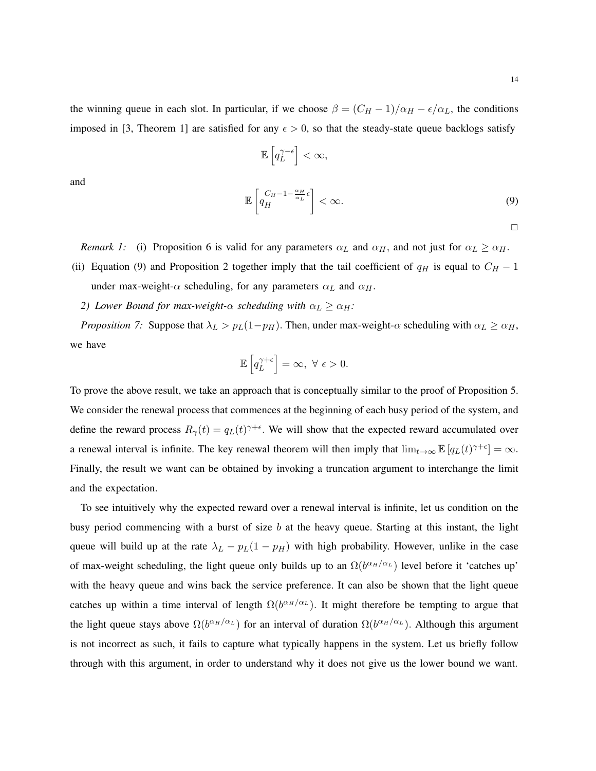the winning queue in each slot. In particular, if we choose $\beta = (C_H - 1)/\alpha_H - \epsilon/\alpha_L$, the conditions imposed in [3, Theorem 1] are satisfied for any $\epsilon > 0$, so that the steady-state queue backlogs satisfy

$$\mathbb{E}\left[q_L^{\gamma-\epsilon}\right] < \infty,$$

and

$$\mathbb{E}\left[q_H^{C_H - 1 - \frac{\alpha_H}{\alpha_L}\epsilon}\right] < \infty. \tag{9}$$

$\square$

*Remark 1:* (i) Proposition 6 is valid for any parameters $\alpha_L$ and $\alpha_H$, and not just for $\alpha_L \geq \alpha_H$.

(ii) Equation (9) and Proposition 2 together imply that the tail coefficient of $q_H$ is equal to $C_H - 1$ under max-weight-$\alpha$ scheduling, for any parameters $\alpha_L$ and $\alpha_H$.

*2) Lower Bound for max-weight-$\alpha$ scheduling with $\alpha_L \geq \alpha_H$:*

*Proposition 7:* Suppose that $\lambda_L > p_L(1-p_H)$. Then, under max-weight-$\alpha$ scheduling with $\alpha_L \geq \alpha_H$, we have

$$\mathbb{E}\left[q_L^{\gamma+\epsilon}\right] = \infty, \ \forall \ \epsilon > 0.$$

To prove the above result, we take an approach that is conceptually similar to the proof of Proposition 5. We consider the renewal process that commences at the beginning of each busy period of the system, and define the reward process $R_\gamma(t) = q_L(t)^{\gamma+\epsilon}$. We will show that the expected reward accumulated over a renewal interval is infinite. The key renewal theorem will then imply that $\lim_{t\to\infty} \mathbb{E}\left[q_L(t)^{\gamma+\epsilon}\right] = \infty$. Finally, the result we want can be obtained by invoking a truncation argument to interchange the limit and the expectation.

To see intuitively why the expected reward over a renewal interval is infinite, let us condition on the busy period commencing with a burst of size $b$ at the heavy queue. Starting at this instant, the light queue will build up at the rate $\lambda_L - p_L(1-p_H)$ with high probability. However, unlike in the case of max-weight scheduling, the light queue only builds up to an $\Omega(b^{\alpha_H/\alpha_L})$ level before it 'catches up' with the heavy queue and wins back the service preference. It can also be shown that the light queue catches up within a time interval of length $\Omega(b^{\alpha_H/\alpha_L})$. It might therefore be tempting to argue that the light queue stays above $\Omega(b^{\alpha_H/\alpha_L})$ for an interval of duration $\Omega(b^{\alpha_H/\alpha_L})$. Although this argument is not incorrect as such, it fails to capture what typically happens in the system. Let us briefly follow through with this argument, in order to understand why it does not give us the lower bound we want.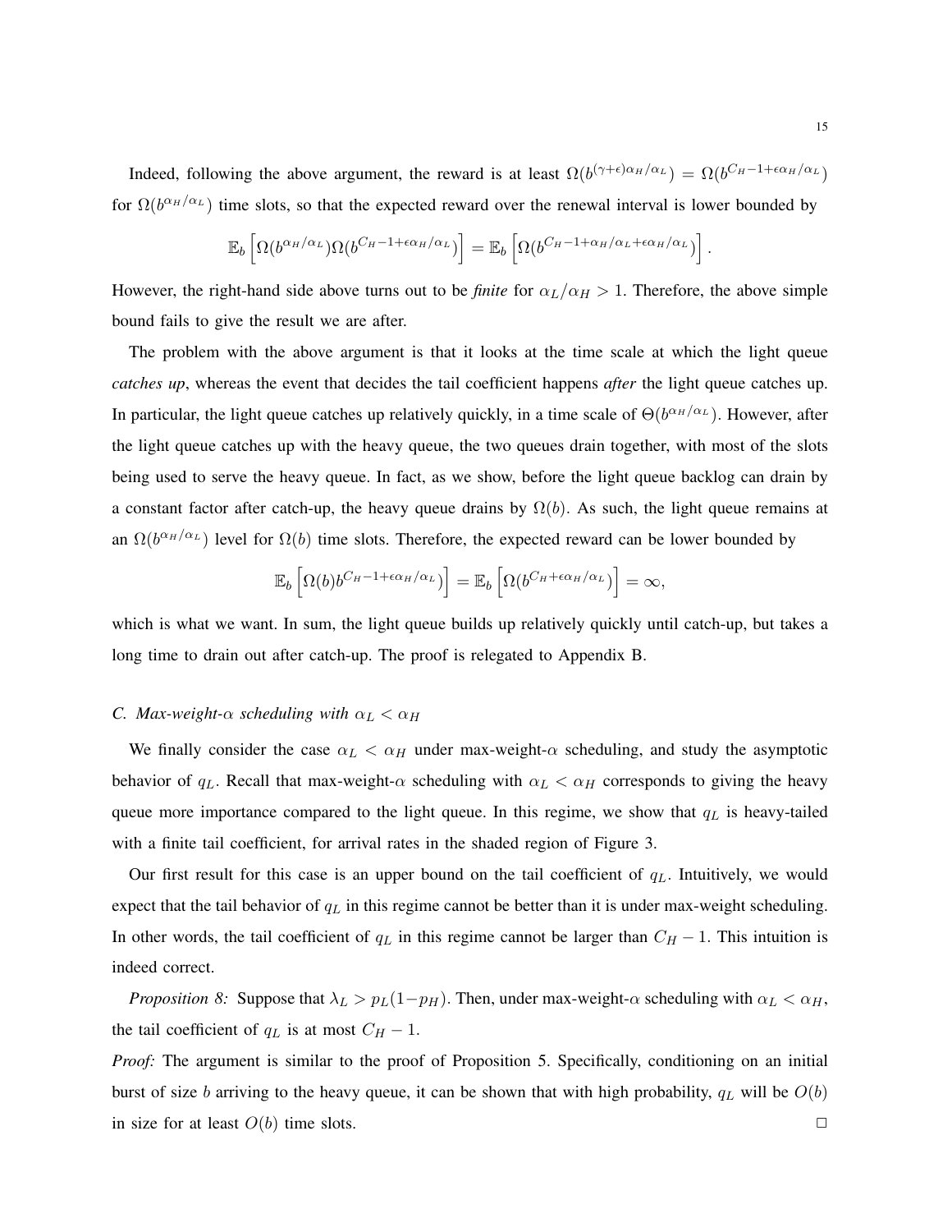Indeed, following the above argument, the reward is at least $\Omega(b^{(\gamma+\epsilon)\alpha_H/\alpha_L}) = \Omega(b^{C_H-1+\epsilon\alpha_H/\alpha_L})$ for $\Omega(b^{\alpha_H/\alpha_L})$ time slots, so that the expected reward over the renewal interval is lower bounded by

$$\mathbb{E}_b\left[\Omega(b^{\alpha_H/\alpha_L})\Omega(b^{C_H-1+\epsilon\alpha_H/\alpha_L})\right] = \mathbb{E}_b\left[\Omega(b^{C_H-1+\alpha_H/\alpha_L+\epsilon\alpha_H/\alpha_L})\right].$$

However, the right-hand side above turns out to be ***finite*** for $\alpha_L/\alpha_H > 1$. Therefore, the above simple bound fails to give the result we are after.

The problem with the above argument is that it looks at the time scale at which the light queue *catches up*, whereas the event that decides the tail coefficient happens *after* the light queue catches up. In particular, the light queue catches up relatively quickly, in a time scale of $\Theta(b^{\alpha_H/\alpha_L})$. However, after the light queue catches up with the heavy queue, the two queues drain together, with most of the slots being used to serve the heavy queue. In fact, as we show, before the light queue backlog can drain by a constant factor after catch-up, the heavy queue drains by $\Omega(b)$. As such, the light queue remains at an $\Omega(b^{\alpha_H/\alpha_L})$ level for $\Omega(b)$ time slots. Therefore, the expected reward can be lower bounded by

$$\mathbb{E}_b\left[\Omega(b)b^{C_H-1+\epsilon\alpha_H/\alpha_L})\right] = \mathbb{E}_b\left[\Omega(b^{C_H+\epsilon\alpha_H/\alpha_L})\right] = \infty,$$

which is what we want. In sum, the light queue builds up relatively quickly until catch-up, but takes a long time to drain out after catch-up. The proof is relegated to Appendix B.

### C. Max-weight-$\alpha$ scheduling with $\alpha_L < \alpha_H$

We finally consider the case $\alpha_L < \alpha_H$ under max-weight-$\alpha$ scheduling, and study the asymptotic behavior of $q_L$. Recall that max-weight-$\alpha$ scheduling with $\alpha_L < \alpha_H$ corresponds to giving the heavy queue more importance compared to the light queue. In this regime, we show that $q_L$ is heavy-tailed with a finite tail coefficient, for arrival rates in the shaded region of Figure 3.

Our first result for this case is an upper bound on the tail coefficient of $q_L$. Intuitively, we would expect that the tail behavior of $q_L$ in this regime cannot be better than it is under max-weight scheduling. In other words, the tail coefficient of $q_L$ in this regime cannot be larger than $C_H - 1$. This intuition is indeed correct.

*Proposition 8:* Suppose that $\lambda_L > p_L(1-p_H)$. Then, under max-weight-$\alpha$ scheduling with $\alpha_L < \alpha_H$, the tail coefficient of $q_L$ is at most $C_H - 1$.

*Proof:* The argument is similar to the proof of Proposition 5. Specifically, conditioning on an initial burst of size $b$ arriving to the heavy queue, it can be shown that with high probability, $q_L$ will be $O(b)$ in size for at least $O(b)$ time slots. □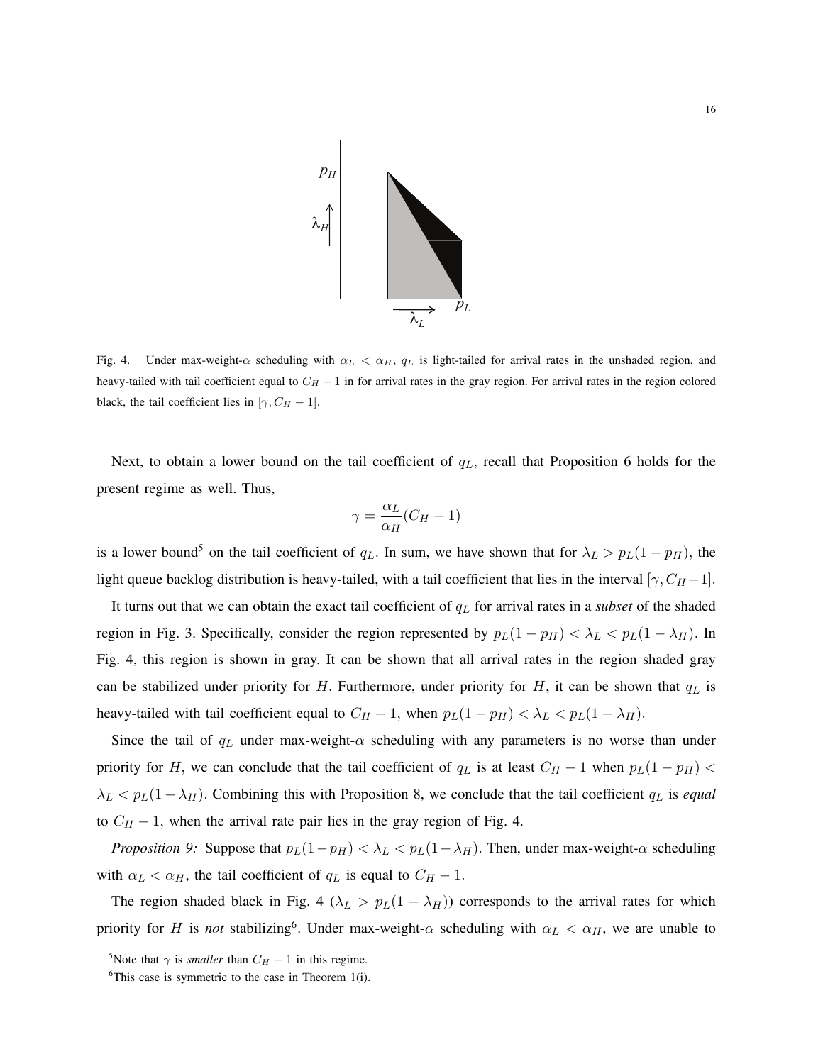Fig. 4. Under max-weight-$\alpha$ scheduling with $\alpha_L < \alpha_H$, $q_L$ is light-tailed for arrival rates in the unshaded region, and heavy-tailed with tail coefficient equal to $C_H - 1$ in for arrival rates in the gray region. For arrival rates in the region colored black, the tail coefficient lies in $[\gamma, C_H - 1]$.

Next, to obtain a lower bound on the tail coefficient of $q_L$, recall that Proposition 6 holds for the present regime as well. Thus,

$$\gamma = \frac{\alpha_L}{\alpha_H}(C_H - 1)$$

is a lower bound[5] on the tail coefficient of $q_L$. In sum, we have shown that for $\lambda_L > p_L(1 - p_H)$, the light queue backlog distribution is heavy-tailed, with a tail coefficient that lies in the interval $[\gamma, C_H - 1]$.

It turns out that we can obtain the exact tail coefficient of $q_L$ for arrival rates in a *subset* of the shaded region in Fig. 3. Specifically, consider the region represented by $p_L(1 - p_H) < \lambda_L < p_L(1 - \lambda_H)$. In Fig. 4, this region is shown in gray. It can be shown that all arrival rates in the region shaded gray can be stabilized under priority for $H$. Furthermore, under priority for $H$, it can be shown that $q_L$ is heavy-tailed with tail coefficient equal to $C_H - 1$, when $p_L(1 - p_H) < \lambda_L < p_L(1 - \lambda_H)$.

Since the tail of $q_L$ under max-weight-$\alpha$ scheduling with any parameters is no worse than under priority for $H$, we can conclude that the tail coefficient of $q_L$ is at least $C_H - 1$ when $p_L(1 - p_H) < \lambda_L < p_L(1 - \lambda_H)$. Combining this with Proposition 8, we conclude that the tail coefficient $q_L$ is *equal* to $C_H - 1$, when the arrival rate pair lies in the gray region of Fig. 4.

*Proposition 9:* Suppose that $p_L(1 - p_H) < \lambda_L < p_L(1 - \lambda_H)$. Then, under max-weight-$\alpha$ scheduling with $\alpha_L < \alpha_H$, the tail coefficient of $q_L$ is equal to $C_H - 1$.

The region shaded black in Fig. 4 ($\lambda_L > p_L(1 - \lambda_H)$) corresponds to the arrival rates for which priority for $H$ is *not* stabilizing[6]. Under max-weight-$\alpha$ scheduling with $\alpha_L < \alpha_H$, we are unable to

[5] Note that $\gamma$ is *smaller* than $C_H - 1$ in this regime.

[6] This case is symmetric to the case in Theorem 1(i).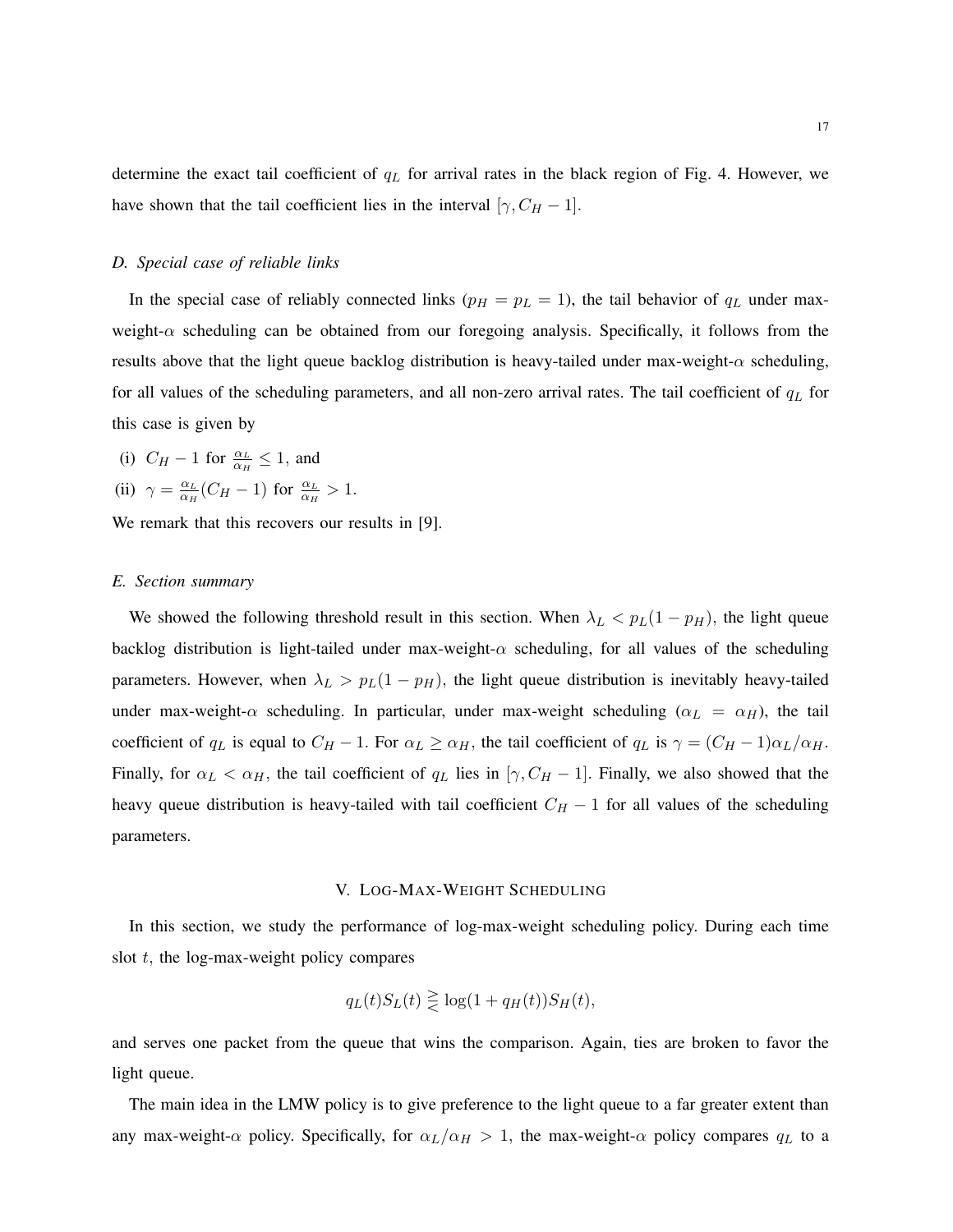determine the exact tail coefficient of $q_L$ for arrival rates in the black region of Fig. 4. However, we have shown that the tail coefficient lies in the interval $[\gamma, C_H - 1]$.

### D. Special case of reliable links

In the special case of reliably connected links ($p_H = p_L = 1$), the tail behavior of $q_L$ under max-weight-$\alpha$ scheduling can be obtained from our foregoing analysis. Specifically, it follows from the results above that the light queue backlog distribution is heavy-tailed under max-weight-$\alpha$ scheduling, for all values of the scheduling parameters, and all non-zero arrival rates. The tail coefficient of $q_L$ for this case is given by

(i) $C_H - 1$ for $\frac{\alpha_L}{\alpha_H} \leq 1$, and

(ii) $\gamma = \frac{\alpha_L}{\alpha_H}(C_H - 1)$ for $\frac{\alpha_L}{\alpha_H} > 1$.

We remark that this recovers our results in [9].

### E. Section summary

We showed the following threshold result in this section. When $\lambda_L < p_L(1 - p_H)$, the light queue backlog distribution is light-tailed under max-weight-$\alpha$ scheduling, for all values of the scheduling parameters. However, when $\lambda_L > p_L(1 - p_H)$, the light queue distribution is inevitably heavy-tailed under max-weight-$\alpha$ scheduling. In particular, under max-weight scheduling ($\alpha_L = \alpha_H$), the tail coefficient of $q_L$ is equal to $C_H - 1$. For $\alpha_L \geq \alpha_H$, the tail coefficient of $q_L$ is $\gamma = (C_H - 1)\alpha_L/\alpha_H$. Finally, for $\alpha_L < \alpha_H$, the tail coefficient of $q_L$ lies in $[\gamma, C_H - 1]$. Finally, we also showed that the heavy queue distribution is heavy-tailed with tail coefficient $C_H - 1$ for all values of the scheduling parameters.

## V. Log-Max-Weight Scheduling

In this section, we study the performance of log-max-weight scheduling policy. During each time slot $t$, the log-max-weight policy compares

$$q_L(t)S_L(t) \gtreqless \log(1 + q_H(t))S_H(t),$$

and serves one packet from the queue that wins the comparison. Again, ties are broken to favor the light queue.

The main idea in the LMW policy is to give preference to the light queue to a far greater extent than any max-weight-$\alpha$ policy. Specifically, for $\alpha_L/\alpha_H > 1$, the max-weight-$\alpha$ policy compares $q_L$ to a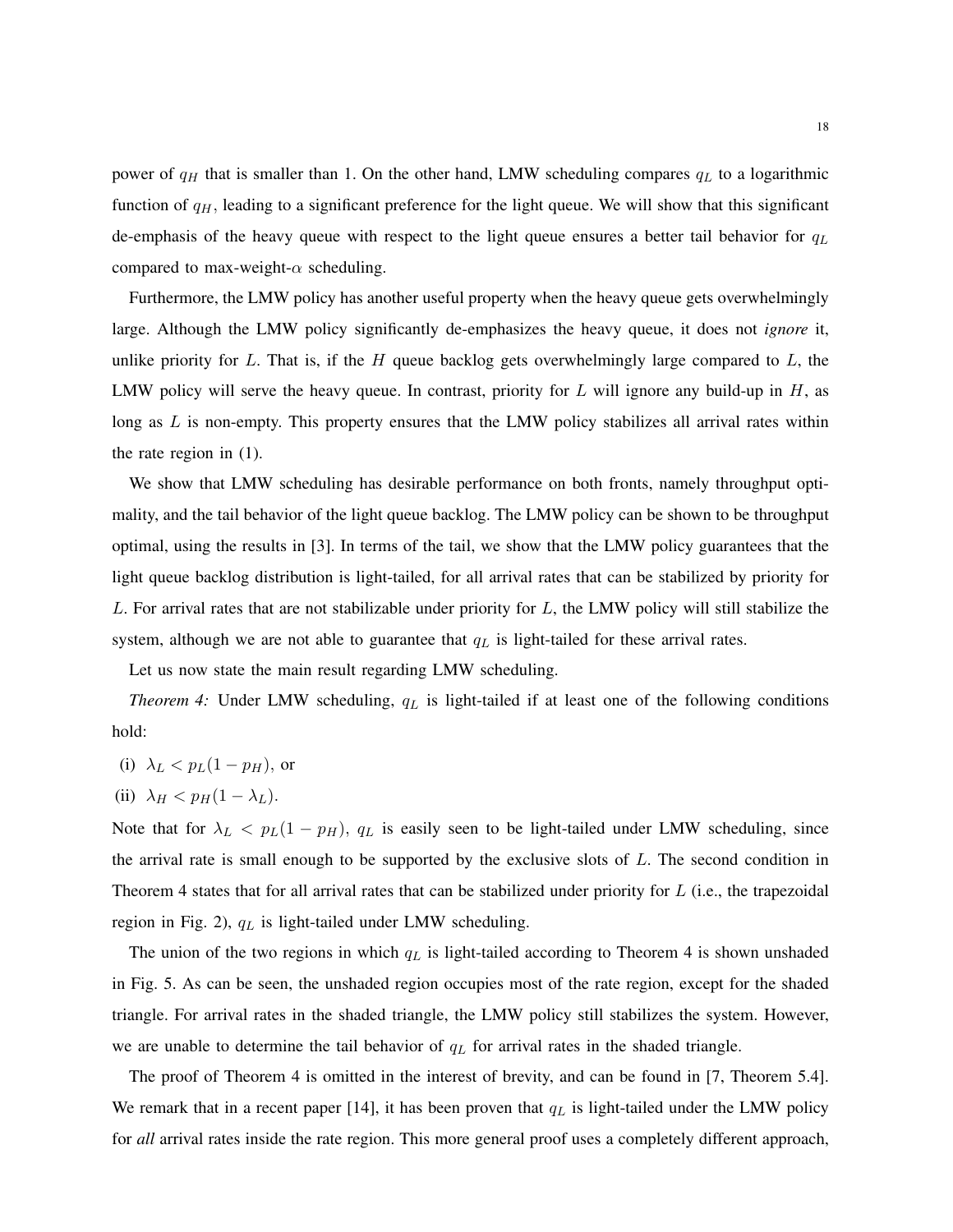power of $q_H$ that is smaller than 1. On the other hand, LMW scheduling compares $q_L$ to a logarithmic function of $q_H$, leading to a significant preference for the light queue. We will show that this significant de-emphasis of the heavy queue with respect to the light queue ensures a better tail behavior for $q_L$ compared to max-weight-$\alpha$ scheduling.

Furthermore, the LMW policy has another useful property when the heavy queue gets overwhelmingly large. Although the LMW policy significantly de-emphasizes the heavy queue, it does not *ignore* it, unlike priority for $L$. That is, if the $H$ queue backlog gets overwhelmingly large compared to $L$, the LMW policy will serve the heavy queue. In contrast, priority for $L$ will ignore any build-up in $H$, as long as $L$ is non-empty. This property ensures that the LMW policy stabilizes all arrival rates within the rate region in (1).

We show that LMW scheduling has desirable performance on both fronts, namely throughput optimality, and the tail behavior of the light queue backlog. The LMW policy can be shown to be throughput optimal, using the results in [3]. In terms of the tail, we show that the LMW policy guarantees that the light queue backlog distribution is light-tailed, for all arrival rates that can be stabilized by priority for $L$. For arrival rates that are not stabilizable under priority for $L$, the LMW policy will still stabilize the system, although we are not able to guarantee that $q_L$ is light-tailed for these arrival rates.

Let us now state the main result regarding LMW scheduling.

*Theorem 4:* Under LMW scheduling, $q_L$ is light-tailed if at least one of the following conditions hold:

(i) $\lambda_L < p_L(1 - p_H)$, or

(ii) $\lambda_H < p_H(1 - \lambda_L)$.

Note that for $\lambda_L < p_L(1 - p_H)$, $q_L$ is easily seen to be light-tailed under LMW scheduling, since the arrival rate is small enough to be supported by the exclusive slots of $L$. The second condition in Theorem 4 states that for all arrival rates that can be stabilized under priority for $L$ (i.e., the trapezoidal region in Fig. 2), $q_L$ is light-tailed under LMW scheduling.

The union of the two regions in which $q_L$ is light-tailed according to Theorem 4 is shown unshaded in Fig. 5. As can be seen, the unshaded region occupies most of the rate region, except for the shaded triangle. For arrival rates in the shaded triangle, the LMW policy still stabilizes the system. However, we are unable to determine the tail behavior of $q_L$ for arrival rates in the shaded triangle.

The proof of Theorem 4 is omitted in the interest of brevity, and can be found in [7, Theorem 5.4]. We remark that in a recent paper [14], it has been proven that $q_L$ is light-tailed under the LMW policy for *all* arrival rates inside the rate region. This more general proof uses a completely different approach,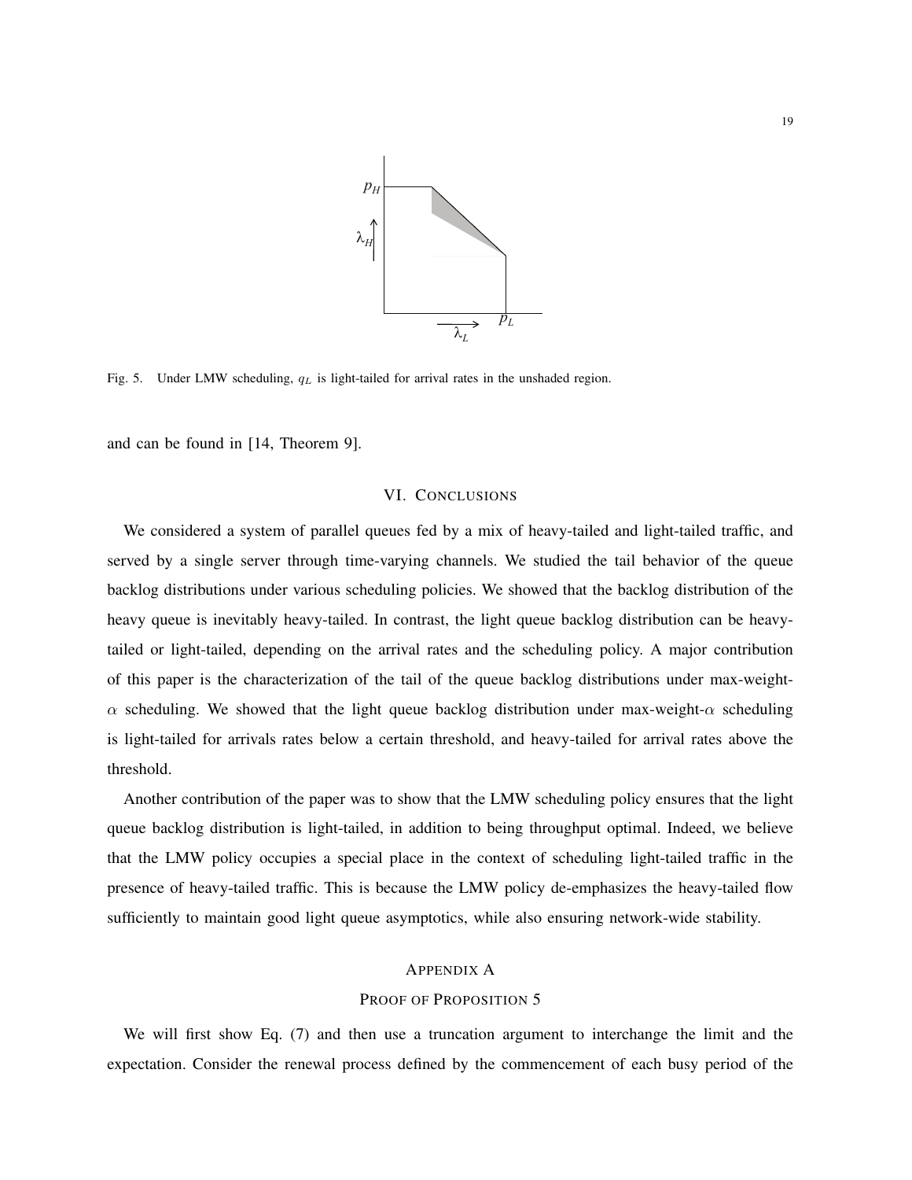Fig. 5. Under LMW scheduling, $q_L$ is light-tailed for arrival rates in the unshaded region.

and can be found in [14, Theorem 9].

## VI. Conclusions

We considered a system of parallel queues fed by a mix of heavy-tailed and light-tailed traffic, and served by a single server through time-varying channels. We studied the tail behavior of the queue backlog distributions under various scheduling policies. We showed that the backlog distribution of the heavy queue is inevitably heavy-tailed. In contrast, the light queue backlog distribution can be heavy-tailed or light-tailed, depending on the arrival rates and the scheduling policy. A major contribution of this paper is the characterization of the tail of the queue backlog distributions under max-weight-$\alpha$ scheduling. We showed that the light queue backlog distribution under max-weight-$\alpha$ scheduling is light-tailed for arrivals rates below a certain threshold, and heavy-tailed for arrival rates above the threshold.

Another contribution of the paper was to show that the LMW scheduling policy ensures that the light queue backlog distribution is light-tailed, in addition to being throughput optimal. Indeed, we believe that the LMW policy occupies a special place in the context of scheduling light-tailed traffic in the presence of heavy-tailed traffic. This is because the LMW policy de-emphasizes the heavy-tailed flow sufficiently to maintain good light queue asymptotics, while also ensuring network-wide stability.

## Appendix A

### Proof of Proposition 5

We will first show Eq. (7) and then use a truncation argument to interchange the limit and the expectation. Consider the renewal process defined by the commencement of each busy period of the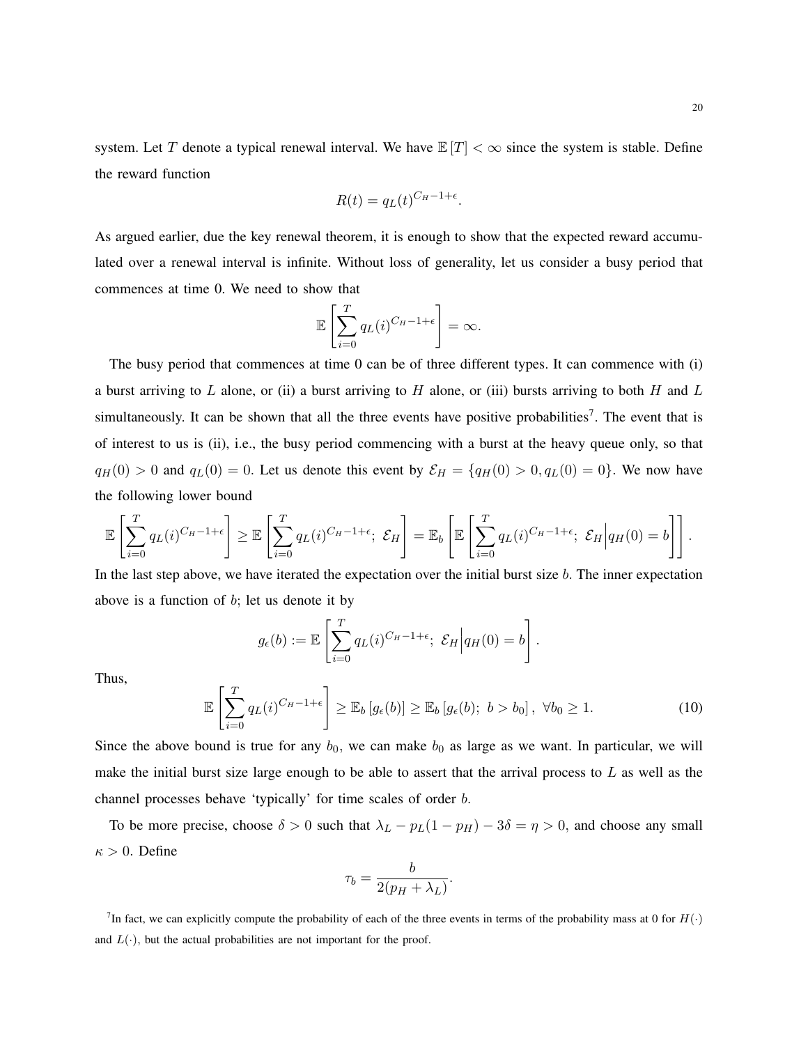system. Let $T$ denote a typical renewal interval. We have $\mathbb{E}[T] < \infty$ since the system is stable. Define the reward function

$$R(t) = q_L(t)^{C_H - 1 + \epsilon}.$$

As argued earlier, due the key renewal theorem, it is enough to show that the expected reward accumulated over a renewal interval is infinite. Without loss of generality, let us consider a busy period that commences at time 0. We need to show that

$$\mathbb{E}\left[\sum_{i=0}^{T} q_L(i)^{C_H - 1 + \epsilon}\right] = \infty.$$

The busy period that commences at time 0 can be of three different types. It can commence with (i) a burst arriving to $L$ alone, or (ii) a burst arriving to $H$ alone, or (iii) bursts arriving to both $H$ and $L$ simultaneously. It can be shown that all the three events have positive probabilities[7]. The event that is of interest to us is (ii), i.e., the busy period commencing with a burst at the heavy queue only, so that $q_H(0) > 0$ and $q_L(0) = 0$. Let us denote this event by $\mathcal{E}_H = \{q_H(0) > 0, q_L(0) = 0\}$. We now have the following lower bound

$$\mathbb{E}\left[\sum_{i=0}^{T} q_L(i)^{C_H - 1 + \epsilon}\right] \geq \mathbb{E}\left[\sum_{i=0}^{T} q_L(i)^{C_H - 1 + \epsilon};\ \mathcal{E}_H\right] = \mathbb{E}_b\left[\mathbb{E}\left[\sum_{i=0}^{T} q_L(i)^{C_H - 1 + \epsilon};\ \mathcal{E}_H \Big| q_H(0) = b\right]\right].$$

In the last step above, we have iterated the expectation over the initial burst size $b$. The inner expectation above is a function of $b$; let us denote it by

$$g_\epsilon(b) := \mathbb{E}\left[\sum_{i=0}^{T} q_L(i)^{C_H - 1 + \epsilon};\ \mathcal{E}_H \Big| q_H(0) = b\right].$$

Thus,

$$\mathbb{E}\left[\sum_{i=0}^{T} q_L(i)^{C_H - 1 + \epsilon}\right] \geq \mathbb{E}_b\left[g_\epsilon(b)\right] \geq \mathbb{E}_b\left[g_\epsilon(b);\ b > b_0\right],\ \forall b_0 \geq 1. \tag{10}$$

Since the above bound is true for any $b_0$, we can make $b_0$ as large as we want. In particular, we will make the initial burst size large enough to be able to assert that the arrival process to $L$ as well as the channel processes behave 'typically' for time scales of order $b$.

To be more precise, choose $\delta > 0$ such that $\lambda_L - p_L(1 - p_H) - 3\delta = \eta > 0$, and choose any small $\kappa > 0$. Define

$$\tau_b = \frac{b}{2(p_H + \lambda_L)}.$$

[7] In fact, we can explicitly compute the probability of each of the three events in terms of the probability mass at 0 for $H(\cdot)$ and $L(\cdot)$, but the actual probabilities are not important for the proof.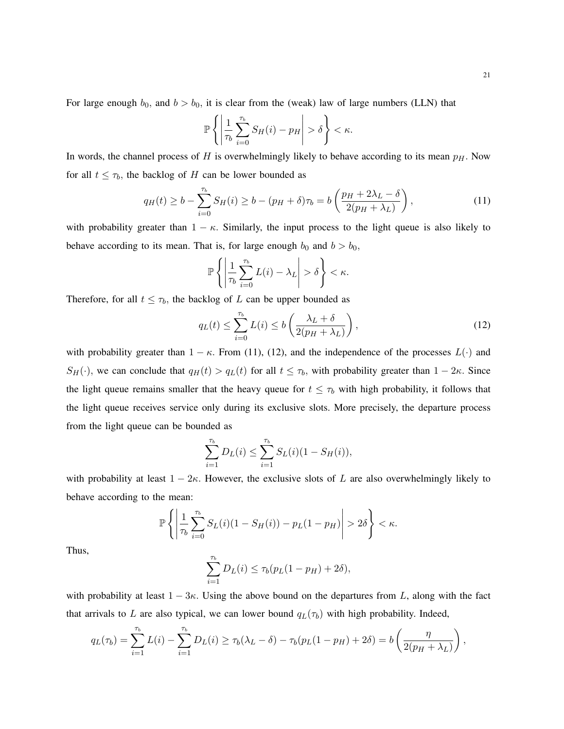For large enough $b_0$, and $b > b_0$, it is clear from the (weak) law of large numbers (LLN) that

$$\mathbb{P}\left\{ \left| \frac{1}{\tau_b} \sum_{i=0}^{\tau_b} S_H(i) - p_H \right| > \delta \right\} < \kappa.$$

In words, the channel process of $H$ is overwhelmingly likely to behave according to its mean $p_H$. Now for all $t \leq \tau_b$, the backlog of $H$ can be lower bounded as

$$q_H(t) \geq b - \sum_{i=0}^{\tau_b} S_H(i) \geq b - (p_H + \delta)\tau_b = b\left(\frac{p_H + 2\lambda_L - \delta}{2(p_H + \lambda_L)}\right), \tag{11}$$

with probability greater than $1 - \kappa$. Similarly, the input process to the light queue is also likely to behave according to its mean. That is, for large enough $b_0$ and $b > b_0$,

$$\mathbb{P}\left\{ \left| \frac{1}{\tau_b} \sum_{i=0}^{\tau_b} L(i) - \lambda_L \right| > \delta \right\} < \kappa.$$

Therefore, for all $t \leq \tau_b$, the backlog of $L$ can be upper bounded as

$$q_L(t) \leq \sum_{i=0}^{\tau_b} L(i) \leq b\left(\frac{\lambda_L + \delta}{2(p_H + \lambda_L)}\right), \tag{12}$$

with probability greater than $1 - \kappa$. From (11), (12), and the independence of the processes $L(\cdot)$ and $S_H(\cdot)$, we can conclude that $q_H(t) > q_L(t)$ for all $t \leq \tau_b$, with probability greater than $1 - 2\kappa$. Since the light queue remains smaller that the heavy queue for $t \leq \tau_b$ with high probability, it follows that the light queue receives service only during its exclusive slots. More precisely, the departure process from the light queue can be bounded as

$$\sum_{i=1}^{\tau_b} D_L(i) \leq \sum_{i=1}^{\tau_b} S_L(i)(1 - S_H(i)),$$

with probability at least $1 - 2\kappa$. However, the exclusive slots of $L$ are also overwhelmingly likely to behave according to the mean:

$$\mathbb{P}\left\{ \left| \frac{1}{\tau_b} \sum_{i=0}^{\tau_b} S_L(i)(1 - S_H(i)) - p_L(1 - p_H) \right| > 2\delta \right\} < \kappa.$$

Thus,

$$\sum_{i=1}^{\tau_b} D_L(i) \leq \tau_b(p_L(1 - p_H) + 2\delta),$$

with probability at least $1 - 3\kappa$. Using the above bound on the departures from $L$, along with the fact that arrivals to $L$ are also typical, we can lower bound $q_L(\tau_b)$ with high probability. Indeed,

$$q_L(\tau_b) = \sum_{i=1}^{\tau_b} L(i) - \sum_{i=1}^{\tau_b} D_L(i) \geq \tau_b(\lambda_L - \delta) - \tau_b(p_L(1 - p_H) + 2\delta) = b\left(\frac{\eta}{2(p_H + \lambda_L)}\right),$$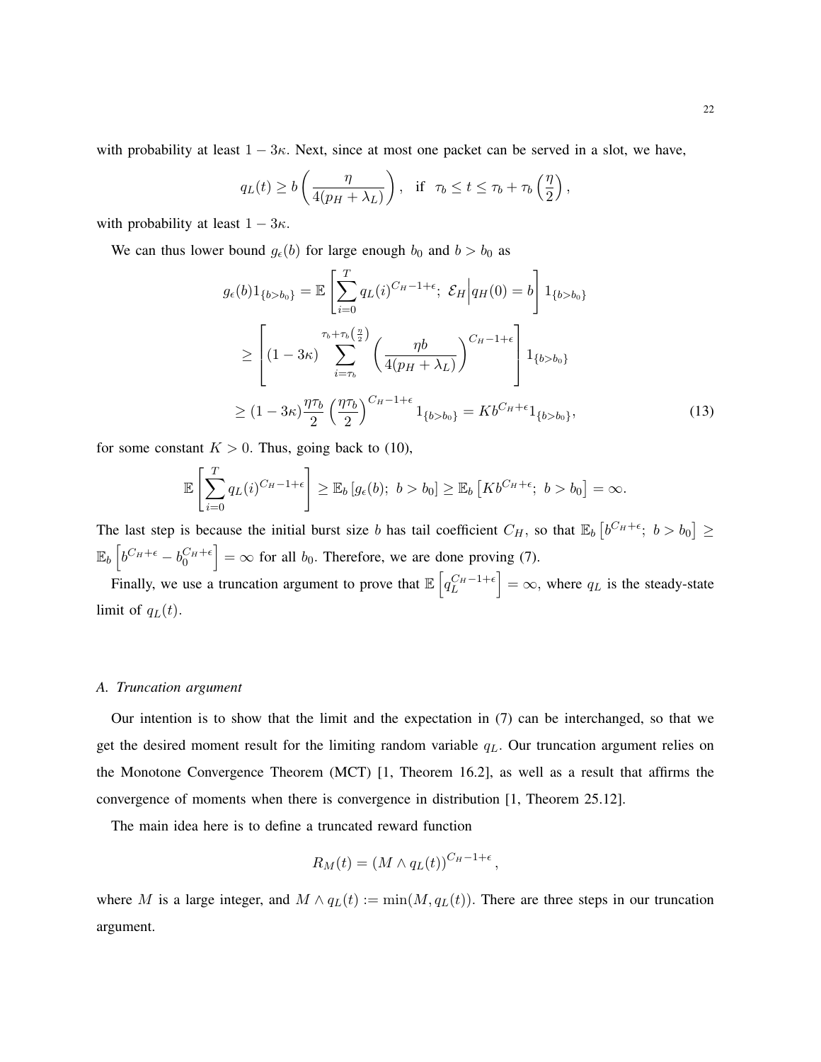with probability at least $1 - 3\kappa$. Next, since at most one packet can be served in a slot, we have,

$$q_L(t) \geq b\left(\frac{\eta}{4(p_H + \lambda_L)}\right), \quad \text{if} \;\; \tau_b \leq t \leq \tau_b + \tau_b\left(\frac{\eta}{2}\right),$$

with probability at least $1 - 3\kappa$.

We can thus lower bound $g_\epsilon(b)$ for large enough $b_0$ and $b > b_0$ as

$$\begin{aligned}
g_\epsilon(b) 1_{\{b > b_0\}} &= \mathbb{E}\left[\sum_{i=0}^{T} q_L(i)^{C_H - 1 + \epsilon};\ \mathcal{E}_H \Big| q_H(0) = b\right] 1_{\{b > b_0\}} \\
&\geq \left[(1 - 3\kappa) \sum_{i=\tau_b}^{\tau_b + \tau_b\left(\frac{\eta}{2}\right)} \left(\frac{\eta b}{4(p_H + \lambda_L)}\right)^{C_H - 1 + \epsilon}\right] 1_{\{b > b_0\}} \\
&\geq (1 - 3\kappa)\frac{\eta \tau_b}{2}\left(\frac{\eta \tau_b}{2}\right)^{C_H - 1 + \epsilon} 1_{\{b > b_0\}} = K b^{C_H + \epsilon} 1_{\{b > b_0\}},
\end{aligned} \tag{13}$$

for some constant $K > 0$. Thus, going back to (10),

$$\mathbb{E}\left[\sum_{i=0}^{T} q_L(i)^{C_H - 1 + \epsilon}\right] \geq \mathbb{E}_b\left[g_\epsilon(b);\ b > b_0\right] \geq \mathbb{E}_b\left[K b^{C_H + \epsilon};\ b > b_0\right] = \infty.$$

The last step is because the initial burst size $b$ has tail coefficient $C_H$, so that $\mathbb{E}_b\left[b^{C_H + \epsilon};\ b > b_0\right] \geq \mathbb{E}_b\left[b^{C_H + \epsilon} - b_0^{C_H + \epsilon}\right] = \infty$ for all $b_0$. Therefore, we are done proving (7).

Finally, we use a truncation argument to prove that $\mathbb{E}\left[q_L^{C_H - 1 + \epsilon}\right] = \infty$, where $q_L$ is the steady-state limit of $q_L(t)$.

### *A. Truncation argument*

Our intention is to show that the limit and the expectation in (7) can be interchanged, so that we get the desired moment result for the limiting random variable $q_L$. Our truncation argument relies on the Monotone Convergence Theorem (MCT) [1, Theorem 16.2], as well as a result that affirms the convergence of moments when there is convergence in distribution [1, Theorem 25.12].

The main idea here is to define a truncated reward function

$$R_M(t) = \left(M \wedge q_L(t)\right)^{C_H - 1 + \epsilon},$$

where $M$ is a large integer, and $M \wedge q_L(t) := \min(M, q_L(t))$. There are three steps in our truncation argument.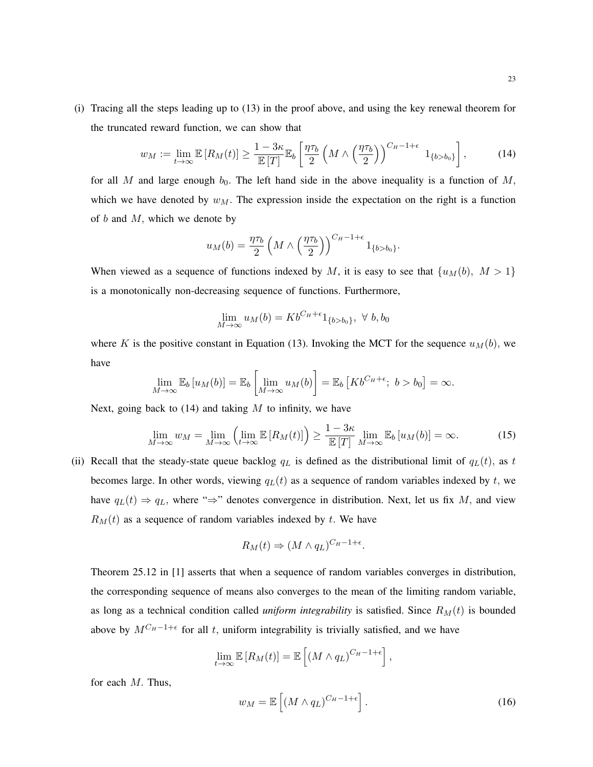(i) Tracing all the steps leading up to (13) in the proof above, and using the key renewal theorem for the truncated reward function, we can show that

$$w_M := \lim_{t\to\infty} \mathbb{E}\left[R_M(t)\right] \geq \frac{1-3\kappa}{\mathbb{E}\left[T\right]}\mathbb{E}_b\left[\frac{\eta\tau_b}{2}\left(M \wedge \left(\frac{\eta\tau_b}{2}\right)\right)^{C_H-1+\epsilon} 1_{\{b>b_0\}}\right], \tag{14}$$

for all $M$ and large enough $b_0$. The left hand side in the above inequality is a function of $M$, which we have denoted by $w_M$. The expression inside the expectation on the right is a function of $b$ and $M$, which we denote by

$$u_M(b) = \frac{\eta\tau_b}{2}\left(M \wedge \left(\frac{\eta\tau_b}{2}\right)\right)^{C_H-1+\epsilon} 1_{\{b>b_0\}}.$$

When viewed as a sequence of functions indexed by $M$, it is easy to see that $\{u_M(b),\ M > 1\}$ is a monotonically non-decreasing sequence of functions. Furthermore,

$$\lim_{M\to\infty} u_M(b) = Kb^{C_H+\epsilon}1_{\{b>b_0\}},\ \forall\ b, b_0$$

where $K$ is the positive constant in Equation (13). Invoking the MCT for the sequence $u_M(b)$, we have

$$\lim_{M\to\infty} \mathbb{E}_b\left[u_M(b)\right] = \mathbb{E}_b\left[\lim_{M\to\infty} u_M(b)\right] = \mathbb{E}_b\left[Kb^{C_H+\epsilon};\ b > b_0\right] = \infty.$$

Next, going back to (14) and taking $M$ to infinity, we have

$$\lim_{M\to\infty} w_M = \lim_{M\to\infty}\left(\lim_{t\to\infty} \mathbb{E}\left[R_M(t)\right]\right) \geq \frac{1-3\kappa}{\mathbb{E}\left[T\right]} \lim_{M\to\infty} \mathbb{E}_b\left[u_M(b)\right] = \infty. \tag{15}$$

(ii) Recall that the steady-state queue backlog $q_L$ is defined as the distributional limit of $q_L(t)$, as $t$ becomes large. In other words, viewing $q_L(t)$ as a sequence of random variables indexed by $t$, we have $q_L(t) \Rightarrow q_L$, where "$\Rightarrow$" denotes convergence in distribution. Next, let us fix $M$, and view $R_M(t)$ as a sequence of random variables indexed by $t$. We have

$$R_M(t) \Rightarrow (M \wedge q_L)^{C_H-1+\epsilon}.$$

Theorem 25.12 in [1] asserts that when a sequence of random variables converges in distribution, the corresponding sequence of means also converges to the mean of the limiting random variable, as long as a technical condition called *uniform integrability* is satisfied. Since $R_M(t)$ is bounded above by $M^{C_H-1+\epsilon}$ for all $t$, uniform integrability is trivially satisfied, and we have

$$\lim_{t\to\infty} \mathbb{E}\left[R_M(t)\right] = \mathbb{E}\left[(M \wedge q_L)^{C_H-1+\epsilon}\right],$$

for each $M$. Thus,

$$w_M = \mathbb{E}\left[(M \wedge q_L)^{C_H-1+\epsilon}\right]. \tag{16}$$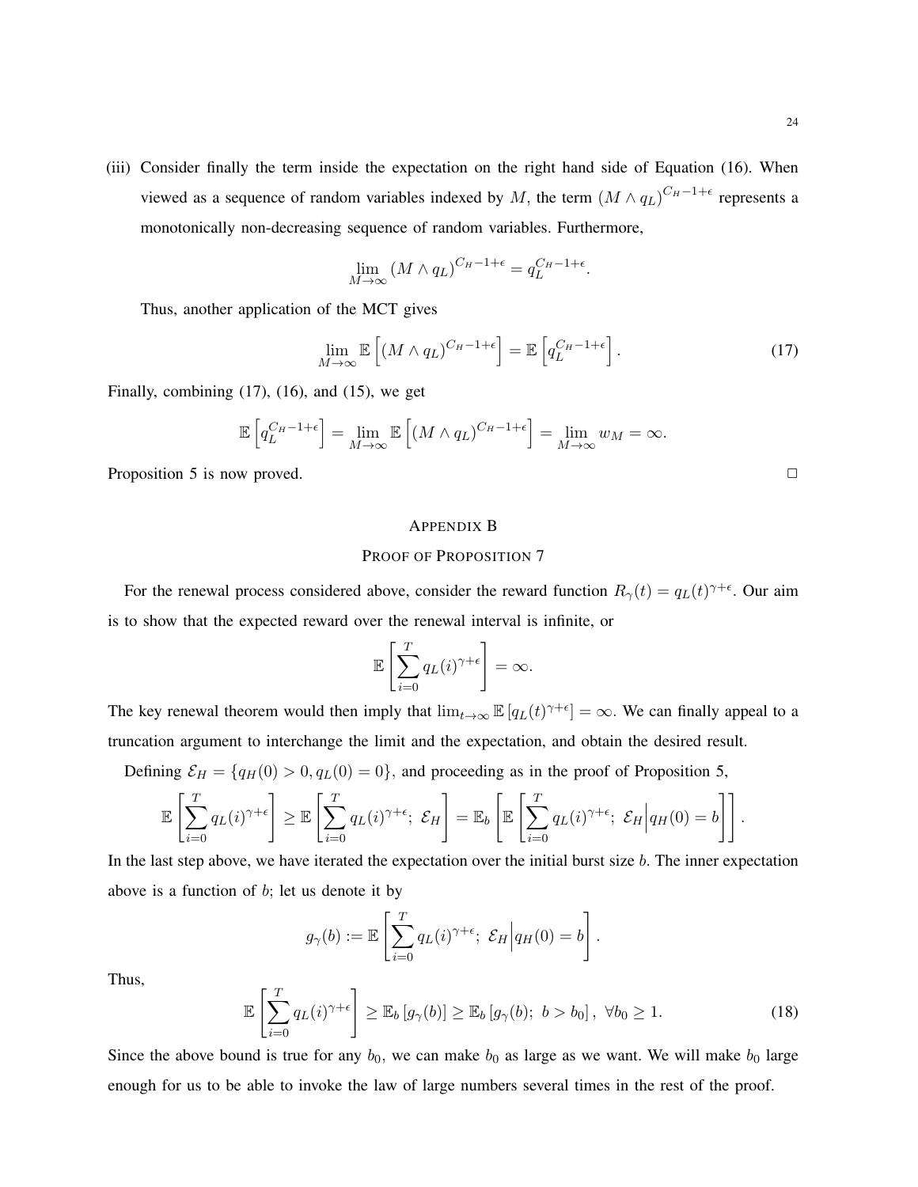(iii) Consider finally the term inside the expectation on the right hand side of Equation (16). When viewed as a sequence of random variables indexed by $M$, the term $(M \wedge q_L)^{C_H - 1 + \epsilon}$ represents a monotonically non-decreasing sequence of random variables. Furthermore,

$$\lim_{M \to \infty} (M \wedge q_L)^{C_H - 1 + \epsilon} = q_L^{C_H - 1 + \epsilon}.$$

Thus, another application of the MCT gives

$$\lim_{M \to \infty} \mathbb{E}\left[(M \wedge q_L)^{C_H - 1 + \epsilon}\right] = \mathbb{E}\left[q_L^{C_H - 1 + \epsilon}\right]. \tag{17}$$

Finally, combining (17), (16), and (15), we get

$$\mathbb{E}\left[q_L^{C_H - 1 + \epsilon}\right] = \lim_{M \to \infty} \mathbb{E}\left[(M \wedge q_L)^{C_H - 1 + \epsilon}\right] = \lim_{M \to \infty} w_M = \infty.$$

Proposition 5 is now proved. □

## APPENDIX B

## PROOF OF PROPOSITION 7

For the renewal process considered above, consider the reward function $R_\gamma(t) = q_L(t)^{\gamma + \epsilon}$. Our aim is to show that the expected reward over the renewal interval is infinite, or

$$\mathbb{E}\left[\sum_{i=0}^{T} q_L(i)^{\gamma + \epsilon}\right] = \infty.$$

The key renewal theorem would then imply that $\lim_{t \to \infty} \mathbb{E}\left[q_L(t)^{\gamma + \epsilon}\right] = \infty$. We can finally appeal to a truncation argument to interchange the limit and the expectation, and obtain the desired result.

Defining $\mathcal{E}_H = \{q_H(0) > 0, q_L(0) = 0\}$, and proceeding as in the proof of Proposition 5,

$$\mathbb{E}\left[\sum_{i=0}^{T} q_L(i)^{\gamma + \epsilon}\right] \geq \mathbb{E}\left[\sum_{i=0}^{T} q_L(i)^{\gamma + \epsilon};\ \mathcal{E}_H\right] = \mathbb{E}_b\left[\mathbb{E}\left[\sum_{i=0}^{T} q_L(i)^{\gamma + \epsilon};\ \mathcal{E}_H \middle| q_H(0) = b\right]\right].$$

In the last step above, we have iterated the expectation over the initial burst size $b$. The inner expectation above is a function of $b$; let us denote it by

$$g_\gamma(b) := \mathbb{E}\left[\sum_{i=0}^{T} q_L(i)^{\gamma + \epsilon};\ \mathcal{E}_H \middle| q_H(0) = b\right].$$

Thus,

$$\mathbb{E}\left[\sum_{i=0}^{T} q_L(i)^{\gamma + \epsilon}\right] \geq \mathbb{E}_b\left[g_\gamma(b)\right] \geq \mathbb{E}_b\left[g_\gamma(b);\ b > b_0\right],\ \forall b_0 \geq 1. \tag{18}$$

Since the above bound is true for any $b_0$, we can make $b_0$ as large as we want. We will make $b_0$ large enough for us to be able to invoke the law of large numbers several times in the rest of the proof.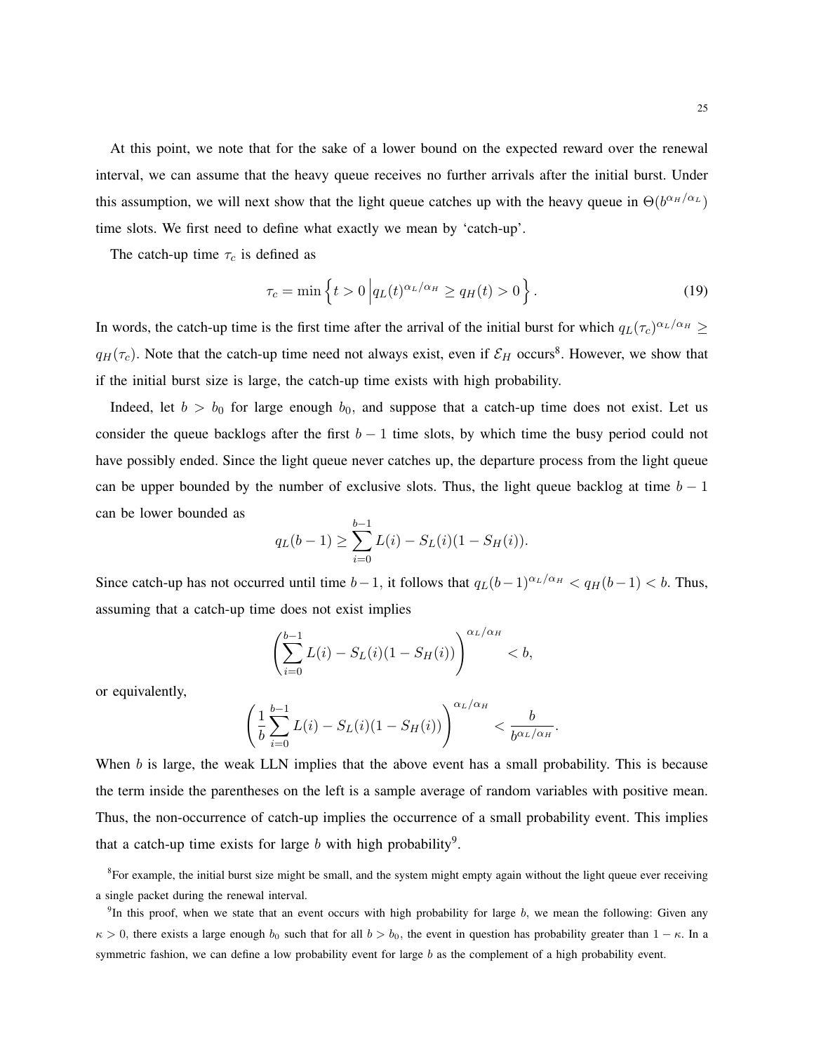At this point, we note that for the sake of a lower bound on the expected reward over the renewal interval, we can assume that the heavy queue receives no further arrivals after the initial burst. Under this assumption, we will next show that the light queue catches up with the heavy queue in $\Theta(b^{\alpha_H/\alpha_L})$ time slots. We first need to define what exactly we mean by 'catch-up'.

The catch-up time $\tau_c$ is defined as

$$\tau_c = \min\left\{t > 0 \,\middle|\, q_L(t)^{\alpha_L/\alpha_H} \geq q_H(t) > 0\right\}. \tag{19}$$

In words, the catch-up time is the first time after the arrival of the initial burst for which $q_L(\tau_c)^{\alpha_L/\alpha_H} \geq q_H(\tau_c)$. Note that the catch-up time need not always exist, even if $\mathcal{E}_H$ occurs[8]. However, we show that if the initial burst size is large, the catch-up time exists with high probability.

Indeed, let $b > b_0$ for large enough $b_0$, and suppose that a catch-up time does not exist. Let us consider the queue backlogs after the first $b-1$ time slots, by which time the busy period could not have possibly ended. Since the light queue never catches up, the departure process from the light queue can be upper bounded by the number of exclusive slots. Thus, the light queue backlog at time $b-1$ can be lower bounded as

$$q_L(b-1) \geq \sum_{i=0}^{b-1} L(i) - S_L(i)(1 - S_H(i)).$$

Since catch-up has not occurred until time $b-1$, it follows that $q_L(b-1)^{\alpha_L/\alpha_H} < q_H(b-1) < b$. Thus, assuming that a catch-up time does not exist implies

$$\left(\sum_{i=0}^{b-1} L(i) - S_L(i)(1 - S_H(i))\right)^{\alpha_L/\alpha_H} < b,$$

or equivalently,

$$\left(\frac{1}{b}\sum_{i=0}^{b-1} L(i) - S_L(i)(1 - S_H(i))\right)^{\alpha_L/\alpha_H} < \frac{b}{b^{\alpha_L/\alpha_H}}.$$

When $b$ is large, the weak LLN implies that the above event has a small probability. This is because the term inside the parentheses on the left is a sample average of random variables with positive mean. Thus, the non-occurrence of catch-up implies the occurrence of a small probability event. This implies that a catch-up time exists for large $b$ with high probability[9].

[8] For example, the initial burst size might be small, and the system might empty again without the light queue ever receiving a single packet during the renewal interval.

[9] In this proof, when we state that an event occurs with high probability for large $b$, we mean the following: Given any $\kappa > 0$, there exists a large enough $b_0$ such that for all $b > b_0$, the event in question has probability greater than $1 - \kappa$. In a symmetric fashion, we can define a low probability event for large $b$ as the complement of a high probability event.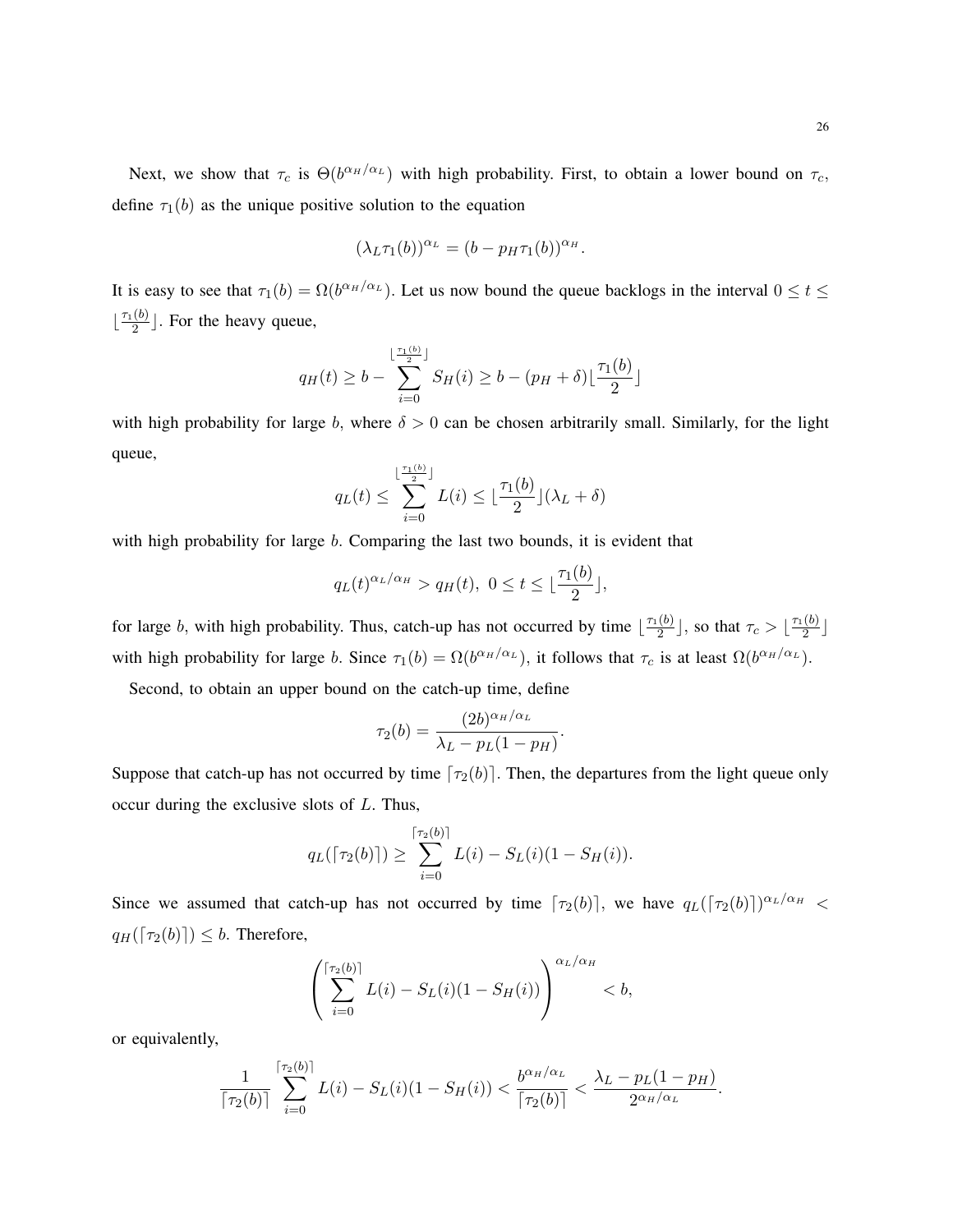Next, we show that $\tau_c$ is $\Theta(b^{\alpha_H/\alpha_L})$ with high probability. First, to obtain a lower bound on $\tau_c$, define $\tau_1(b)$ as the unique positive solution to the equation

$$(\lambda_L \tau_1(b))^{\alpha_L} = (b - p_H \tau_1(b))^{\alpha_H}.$$

It is easy to see that $\tau_1(b) = \Omega(b^{\alpha_H/\alpha_L})$. Let us now bound the queue backlogs in the interval $0 \le t \le \lfloor \frac{\tau_1(b)}{2} \rfloor$. For the heavy queue,

$$q_H(t) \ge b - \sum_{i=0}^{\lfloor \frac{\tau_1(b)}{2} \rfloor} S_H(i) \ge b - (p_H + \delta) \lfloor \frac{\tau_1(b)}{2} \rfloor$$

with high probability for large $b$, where $\delta > 0$ can be chosen arbitrarily small. Similarly, for the light queue,

$$q_L(t) \le \sum_{i=0}^{\lfloor \frac{\tau_1(b)}{2} \rfloor} L(i) \le \lfloor \frac{\tau_1(b)}{2} \rfloor (\lambda_L + \delta)$$

with high probability for large $b$. Comparing the last two bounds, it is evident that

$$q_L(t)^{\alpha_L/\alpha_H} > q_H(t), \ 0 \le t \le \lfloor \frac{\tau_1(b)}{2} \rfloor,$$

for large $b$, with high probability. Thus, catch-up has not occurred by time $\lfloor \frac{\tau_1(b)}{2} \rfloor$, so that $\tau_c > \lfloor \frac{\tau_1(b)}{2} \rfloor$ with high probability for large $b$. Since $\tau_1(b) = \Omega(b^{\alpha_H/\alpha_L})$, it follows that $\tau_c$ is at least $\Omega(b^{\alpha_H/\alpha_L})$.

Second, to obtain an upper bound on the catch-up time, define

$$\tau_2(b) = \frac{(2b)^{\alpha_H/\alpha_L}}{\lambda_L - p_L(1 - p_H)}.$$

Suppose that catch-up has not occurred by time $\lceil \tau_2(b) \rceil$. Then, the departures from the light queue only occur during the exclusive slots of $L$. Thus,

$$q_L(\lceil \tau_2(b) \rceil) \ge \sum_{i=0}^{\lceil \tau_2(b) \rceil} L(i) - S_L(i)(1 - S_H(i)).$$

Since we assumed that catch-up has not occurred by time $\lceil \tau_2(b) \rceil$, we have $q_L(\lceil \tau_2(b) \rceil)^{\alpha_L/\alpha_H} < q_H(\lceil \tau_2(b) \rceil) \le b$. Therefore,

$$\left( \sum_{i=0}^{\lceil \tau_2(b) \rceil} L(i) - S_L(i)(1 - S_H(i)) \right)^{\alpha_L/\alpha_H} < b,$$

or equivalently,

$$\frac{1}{\lceil \tau_2(b) \rceil} \sum_{i=0}^{\lceil \tau_2(b) \rceil} L(i) - S_L(i)(1 - S_H(i)) < \frac{b^{\alpha_H/\alpha_L}}{\lceil \tau_2(b) \rceil} < \frac{\lambda_L - p_L(1 - p_H)}{2^{\alpha_H/\alpha_L}}.$$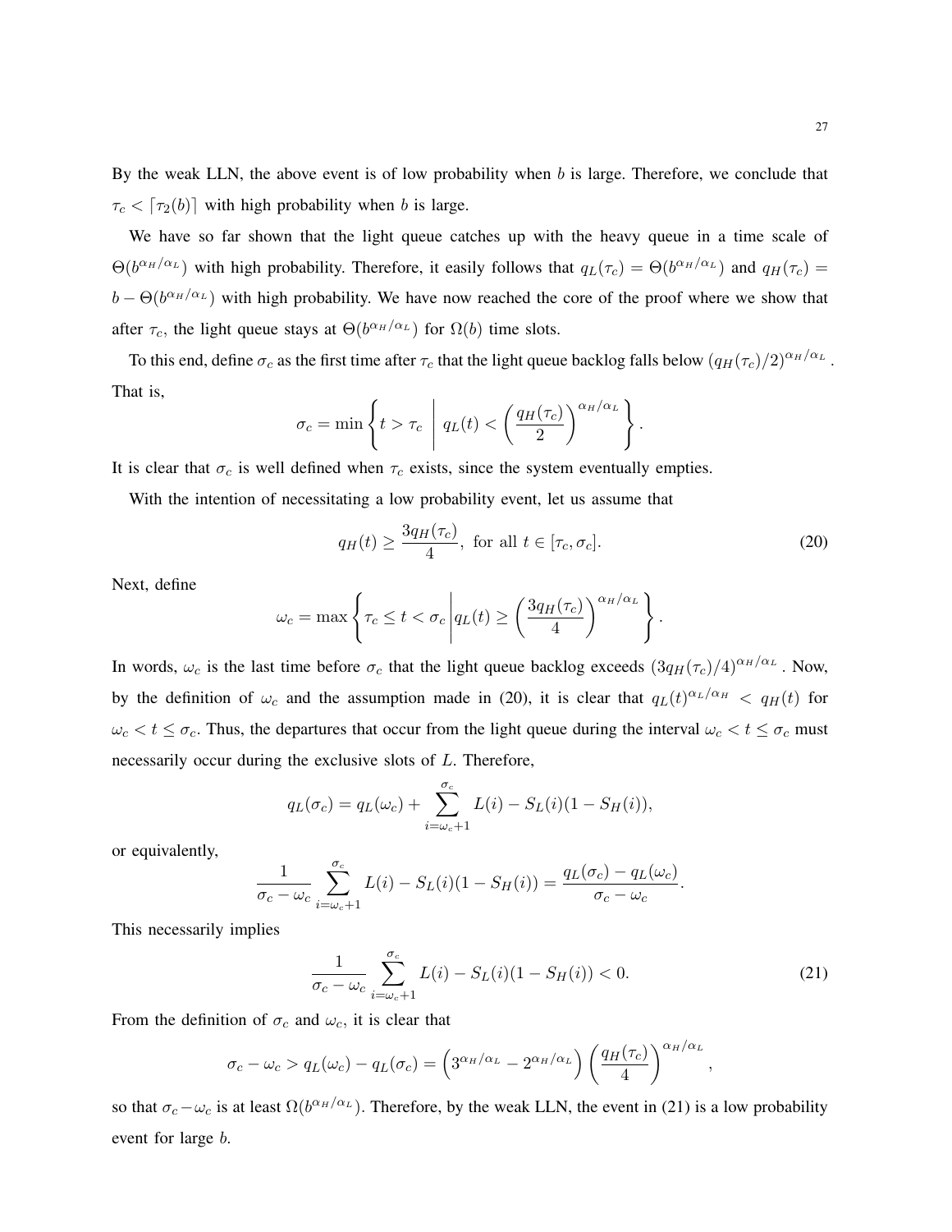By the weak LLN, the above event is of low probability when $b$ is large. Therefore, we conclude that $\tau_c < \lceil \tau_2(b) \rceil$ with high probability when $b$ is large.

We have so far shown that the light queue catches up with the heavy queue in a time scale of $\Theta(b^{\alpha_H/\alpha_L})$ with high probability. Therefore, it easily follows that $q_L(\tau_c) = \Theta(b^{\alpha_H/\alpha_L})$ and $q_H(\tau_c) = b - \Theta(b^{\alpha_H/\alpha_L})$ with high probability. We have now reached the core of the proof where we show that after $\tau_c$, the light queue stays at $\Theta(b^{\alpha_H/\alpha_L})$ for $\Omega(b)$ time slots.

To this end, define $\sigma_c$ as the first time after $\tau_c$ that the light queue backlog falls below $(q_H(\tau_c)/2)^{\alpha_H/\alpha_L}$. That is,

$$\sigma_c = \min\left\{ t > \tau_c \;\middle|\; q_L(t) < \left(\frac{q_H(\tau_c)}{2}\right)^{\alpha_H/\alpha_L} \right\}.$$

It is clear that $\sigma_c$ is well defined when $\tau_c$ exists, since the system eventually empties.

With the intention of necessitating a low probability event, let us assume that

$$q_H(t) \geq \frac{3q_H(\tau_c)}{4}, \text{ for all } t \in [\tau_c, \sigma_c]. \tag{20}$$

Next, define

$$\omega_c = \max\left\{ \tau_c \leq t < \sigma_c \middle| q_L(t) \geq \left(\frac{3q_H(\tau_c)}{4}\right)^{\alpha_H/\alpha_L} \right\}.$$

In words, $\omega_c$ is the last time before $\sigma_c$ that the light queue backlog exceeds $(3q_H(\tau_c)/4)^{\alpha_H/\alpha_L}$. Now, by the definition of $\omega_c$ and the assumption made in (20), it is clear that $q_L(t)^{\alpha_L/\alpha_H} < q_H(t)$ for $\omega_c < t \leq \sigma_c$. Thus, the departures that occur from the light queue during the interval $\omega_c < t \leq \sigma_c$ must necessarily occur during the exclusive slots of $L$. Therefore,

$$q_L(\sigma_c) = q_L(\omega_c) + \sum_{i=\omega_c+1}^{\sigma_c} L(i) - S_L(i)(1 - S_H(i)),$$

or equivalently,

$$\frac{1}{\sigma_c - \omega_c} \sum_{i=\omega_c+1}^{\sigma_c} L(i) - S_L(i)(1 - S_H(i)) = \frac{q_L(\sigma_c) - q_L(\omega_c)}{\sigma_c - \omega_c}.$$

This necessarily implies

$$\frac{1}{\sigma_c - \omega_c} \sum_{i=\omega_c+1}^{\sigma_c} L(i) - S_L(i)(1 - S_H(i)) < 0. \tag{21}$$

From the definition of $\sigma_c$ and $\omega_c$, it is clear that

$$\sigma_c - \omega_c > q_L(\omega_c) - q_L(\sigma_c) = \left(3^{\alpha_H/\alpha_L} - 2^{\alpha_H/\alpha_L}\right) \left(\frac{q_H(\tau_c)}{4}\right)^{\alpha_H/\alpha_L},$$

so that $\sigma_c - \omega_c$ is at least $\Omega(b^{\alpha_H/\alpha_L})$. Therefore, by the weak LLN, the event in (21) is a low probability event for large $b$.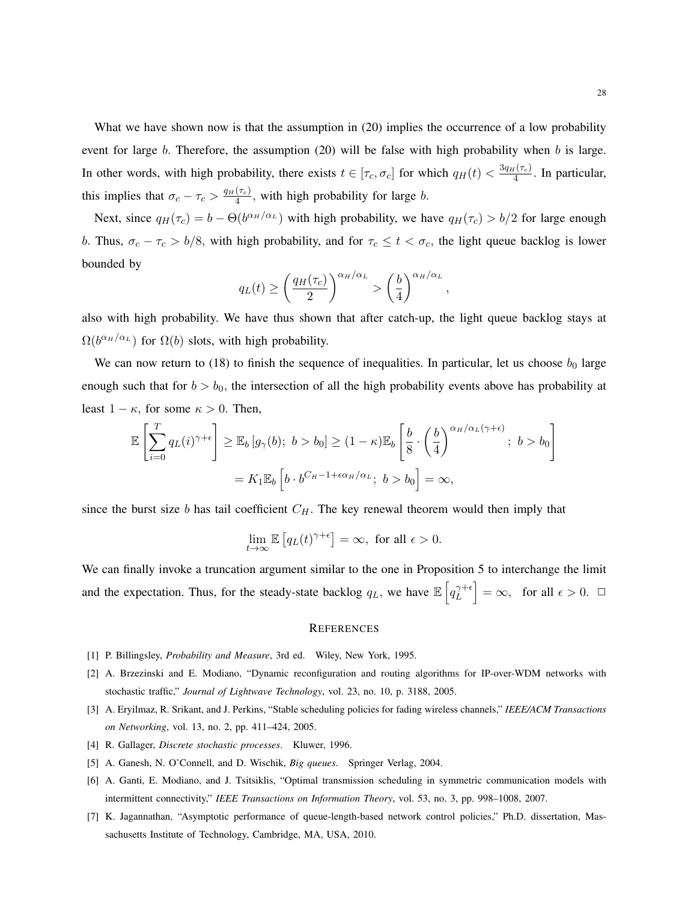What we have shown now is that the assumption in (20) implies the occurrence of a low probability event for large $b$. Therefore, the assumption (20) will be false with high probability when $b$ is large. In other words, with high probability, there exists $t \in [\tau_c, \sigma_c]$ for which $q_H(t) < \frac{3q_H(\tau_c)}{4}$. In particular, this implies that $\sigma_c - \tau_c > \frac{q_H(\tau_c)}{4}$, with high probability for large $b$.

Next, since $q_H(\tau_c) = b - \Theta(b^{\alpha_H/\alpha_L})$ with high probability, we have $q_H(\tau_c) > b/2$ for large enough $b$. Thus, $\sigma_c - \tau_c > b/8$, with high probability, and for $\tau_c \leq t < \sigma_c$, the light queue backlog is lower bounded by

$$q_L(t) \geq \left(\frac{q_H(\tau_c)}{2}\right)^{\alpha_H/\alpha_L} > \left(\frac{b}{4}\right)^{\alpha_H/\alpha_L},$$

also with high probability. We have thus shown that after catch-up, the light queue backlog stays at $\Omega(b^{\alpha_H/\alpha_L})$ for $\Omega(b)$ slots, with high probability.

We can now return to (18) to finish the sequence of inequalities. In particular, let us choose $b_0$ large enough such that for $b > b_0$, the intersection of all the high probability events above has probability at least $1 - \kappa$, for some $\kappa > 0$. Then,

$$\mathbb{E}\left[\sum_{i=0}^{T} q_L(i)^{\gamma+\epsilon}\right] \geq \mathbb{E}_b\left[g_\gamma(b);\ b > b_0\right] \geq (1-\kappa)\mathbb{E}_b\left[\frac{b}{8} \cdot \left(\frac{b}{4}\right)^{\alpha_H/\alpha_L(\gamma+\epsilon)};\ b > b_0\right]$$
$$= K_1 \mathbb{E}_b\left[b \cdot b^{C_H - 1 + \epsilon\alpha_H/\alpha_L};\ b > b_0\right] = \infty,$$

since the burst size $b$ has tail coefficient $C_H$. The key renewal theorem would then imply that

$$\lim_{t\to\infty} \mathbb{E}\left[q_L(t)^{\gamma+\epsilon}\right] = \infty, \text{ for all } \epsilon > 0.$$

We can finally invoke a truncation argument similar to the one in Proposition 5 to interchange the limit and the expectation. Thus, for the steady-state backlog $q_L$, we have $\mathbb{E}\left[q_L^{\gamma+\epsilon}\right] = \infty$, for all $\epsilon > 0$. □

## References

[1] P. Billingsley, *Probability and Measure*, 3rd ed. Wiley, New York, 1995.

[2] A. Brzezinski and E. Modiano, "Dynamic reconfiguration and routing algorithms for IP-over-WDM networks with stochastic traffic," *Journal of Lightwave Technology*, vol. 23, no. 10, p. 3188, 2005.

[3] A. Eryilmaz, R. Srikant, and J. Perkins, "Stable scheduling policies for fading wireless channels," *IEEE/ACM Transactions on Networking*, vol. 13, no. 2, pp. 411–424, 2005.

[4] R. Gallager, *Discrete stochastic processes*. Kluwer, 1996.

[5] A. Ganesh, N. O'Connell, and D. Wischik, *Big queues*. Springer Verlag, 2004.

[6] A. Ganti, E. Modiano, and J. Tsitsiklis, "Optimal transmission scheduling in symmetric communication models with intermittent connectivity," *IEEE Transactions on Information Theory*, vol. 53, no. 3, pp. 998–1008, 2007.

[7] K. Jagannathan, "Asymptotic performance of queue-length-based network control policies," Ph.D. dissertation, Massachusetts Institute of Technology, Cambridge, MA, USA, 2010.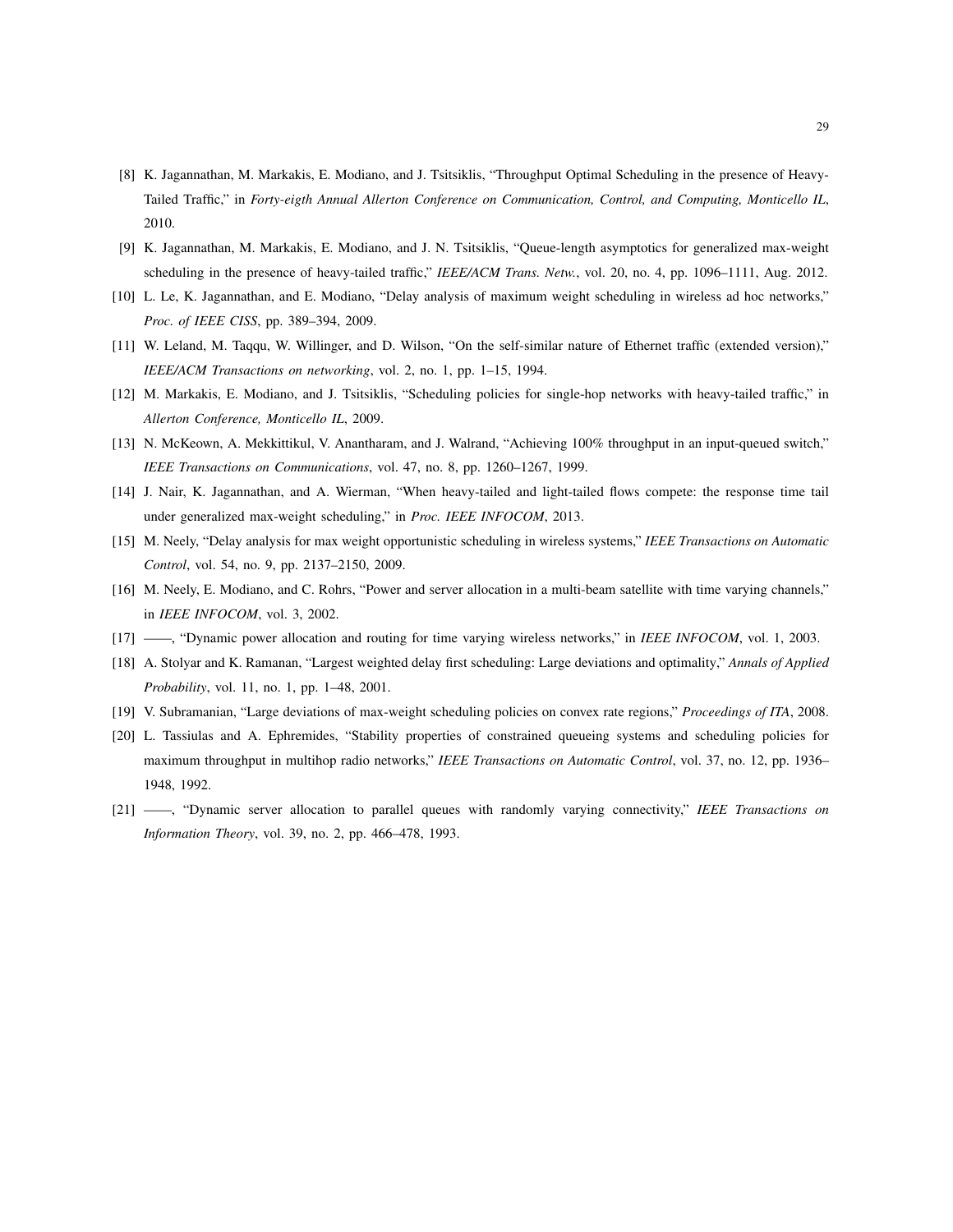[8] K. Jagannathan, M. Markakis, E. Modiano, and J. Tsitsiklis, "Throughput Optimal Scheduling in the presence of Heavy-Tailed Traffic," in *Forty-eigth Annual Allerton Conference on Communication, Control, and Computing, Monticello IL*, 2010.

[9] K. Jagannathan, M. Markakis, E. Modiano, and J. N. Tsitsiklis, "Queue-length asymptotics for generalized max-weight scheduling in the presence of heavy-tailed traffic," *IEEE/ACM Trans. Netw.*, vol. 20, no. 4, pp. 1096–1111, Aug. 2012.

[10] L. Le, K. Jagannathan, and E. Modiano, "Delay analysis of maximum weight scheduling in wireless ad hoc networks," *Proc. of IEEE CISS*, pp. 389–394, 2009.

[11] W. Leland, M. Taqqu, W. Willinger, and D. Wilson, "On the self-similar nature of Ethernet traffic (extended version)," *IEEE/ACM Transactions on networking*, vol. 2, no. 1, pp. 1–15, 1994.

[12] M. Markakis, E. Modiano, and J. Tsitsiklis, "Scheduling policies for single-hop networks with heavy-tailed traffic," in *Allerton Conference, Monticello IL*, 2009.

[13] N. McKeown, A. Mekkittikul, V. Anantharam, and J. Walrand, "Achieving 100% throughput in an input-queued switch," *IEEE Transactions on Communications*, vol. 47, no. 8, pp. 1260–1267, 1999.

[14] J. Nair, K. Jagannathan, and A. Wierman, "When heavy-tailed and light-tailed flows compete: the response time tail under generalized max-weight scheduling," in *Proc. IEEE INFOCOM*, 2013.

[15] M. Neely, "Delay analysis for max weight opportunistic scheduling in wireless systems," *IEEE Transactions on Automatic Control*, vol. 54, no. 9, pp. 2137–2150, 2009.

[16] M. Neely, E. Modiano, and C. Rohrs, "Power and server allocation in a multi-beam satellite with time varying channels," in *IEEE INFOCOM*, vol. 3, 2002.

[17] ——, "Dynamic power allocation and routing for time varying wireless networks," in *IEEE INFOCOM*, vol. 1, 2003.

[18] A. Stolyar and K. Ramanan, "Largest weighted delay first scheduling: Large deviations and optimality," *Annals of Applied Probability*, vol. 11, no. 1, pp. 1–48, 2001.

[19] V. Subramanian, "Large deviations of max-weight scheduling policies on convex rate regions," *Proceedings of ITA*, 2008.

[20] L. Tassiulas and A. Ephremides, "Stability properties of constrained queueing systems and scheduling policies for maximum throughput in multihop radio networks," *IEEE Transactions on Automatic Control*, vol. 37, no. 12, pp. 1936–1948, 1992.

[21] ——, "Dynamic server allocation to parallel queues with randomly varying connectivity," *IEEE Transactions on Information Theory*, vol. 39, no. 2, pp. 466–478, 1993.